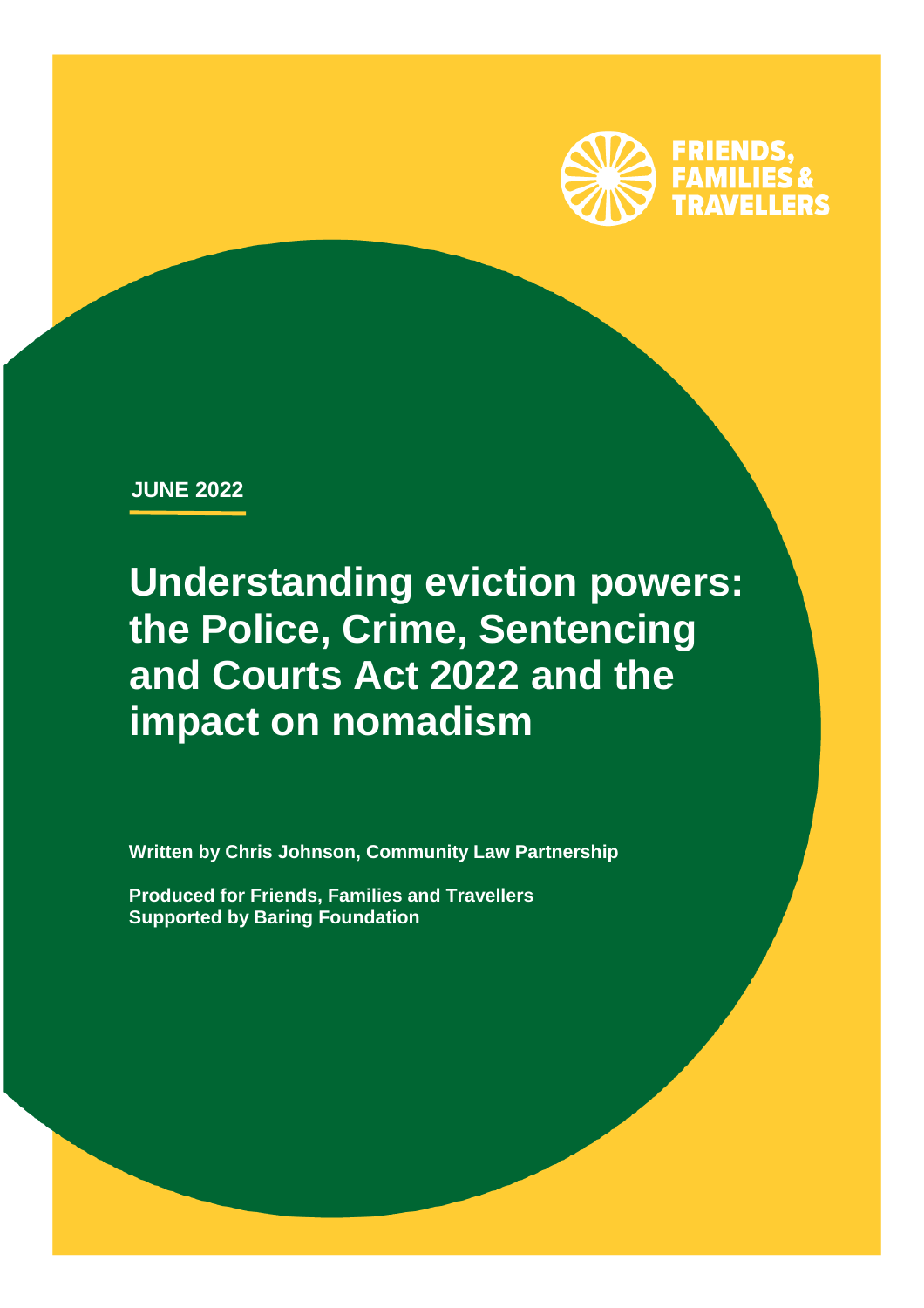FRIENDS, FAMILIES & TRAVELLERS

JUNE 2022

# Understanding eviction powers: the Police, Crime, Sentencing and Courts Act 2022 and the impact on nomadism

**Written by Chris Johnson, Community Law Partnership**

**Produced for Friends, Families and Travellers**
**Supported by Baring Foundation**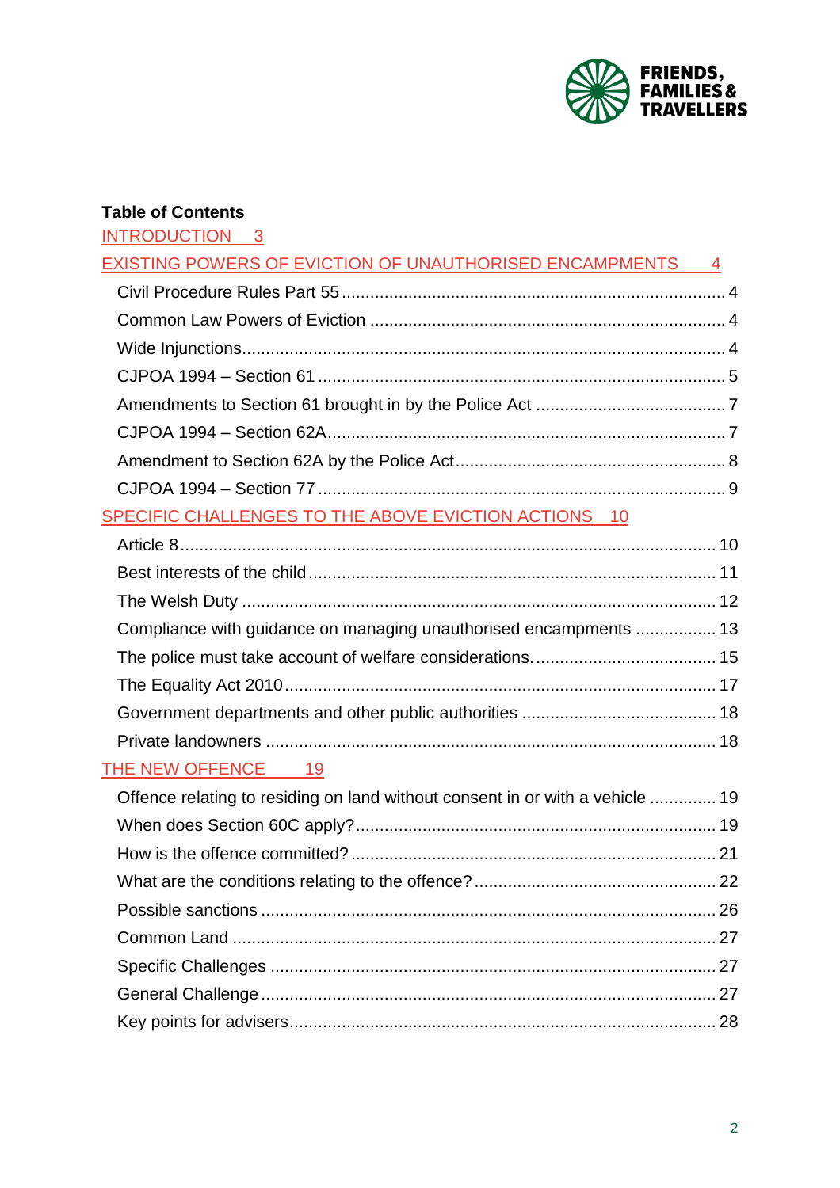**Table of Contents**

INTRODUCTION 3

EXISTING POWERS OF EVICTION OF UNAUTHORISED ENCAMPMENTS 4

- Civil Procedure Rules Part 55 ... 4
- Common Law Powers of Eviction ... 4
- Wide Injunctions ... 4
- CJPOA 1994 – Section 61 ... 5
- Amendments to Section 61 brought in by the Police Act ... 7
- CJPOA 1994 – Section 62A ... 7
- Amendment to Section 62A by the Police Act ... 8
- CJPOA 1994 – Section 77 ... 9

SPECIFIC CHALLENGES TO THE ABOVE EVICTION ACTIONS 10

- Article 8 ... 10
- Best interests of the child ... 11
- The Welsh Duty ... 12
- Compliance with guidance on managing unauthorised encampments ... 13
- The police must take account of welfare considerations. ... 15
- The Equality Act 2010 ... 17
- Government departments and other public authorities ... 18
- Private landowners ... 18

THE NEW OFFENCE 19

- Offence relating to residing on land without consent in or with a vehicle ... 19
- When does Section 60C apply? ... 19
- How is the offence committed? ... 21
- What are the conditions relating to the offence? ... 22
- Possible sanctions ... 26
- Common Land ... 27
- Specific Challenges ... 27
- General Challenge ... 27
- Key points for advisers ... 28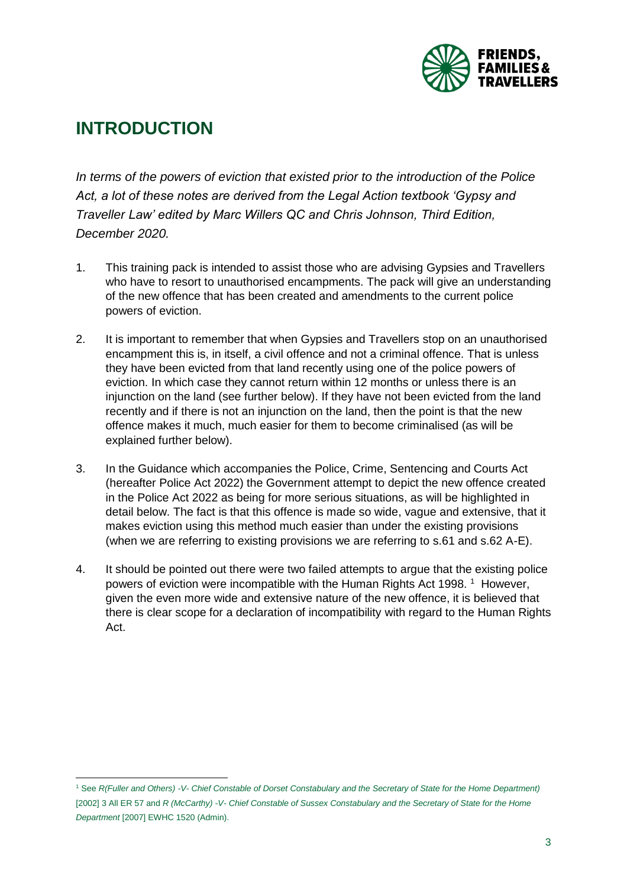# INTRODUCTION

*In terms of the powers of eviction that existed prior to the introduction of the Police Act, a lot of these notes are derived from the Legal Action textbook 'Gypsy and Traveller Law' edited by Marc Willers QC and Chris Johnson, Third Edition, December 2020.*

1. This training pack is intended to assist those who are advising Gypsies and Travellers who have to resort to unauthorised encampments. The pack will give an understanding of the new offence that has been created and amendments to the current police powers of eviction.

2. It is important to remember that when Gypsies and Travellers stop on an unauthorised encampment this is, in itself, a civil offence and not a criminal offence. That is unless they have been evicted from that land recently using one of the police powers of eviction. In which case they cannot return within 12 months or unless there is an injunction on the land (see further below). If they have not been evicted from the land recently and if there is not an injunction on the land, then the point is that the new offence makes it much, much easier for them to become criminalised (as will be explained further below).

3. In the Guidance which accompanies the Police, Crime, Sentencing and Courts Act (hereafter Police Act 2022) the Government attempt to depict the new offence created in the Police Act 2022 as being for more serious situations, as will be highlighted in detail below. The fact is that this offence is made so wide, vague and extensive, that it makes eviction using this method much easier than under the existing provisions (when we are referring to existing provisions we are referring to s.61 and s.62 A-E).

4. It should be pointed out there were two failed attempts to argue that the existing police powers of eviction were incompatible with the Human Rights Act 1998. [1] However, given the even more wide and extensive nature of the new offence, it is believed that there is clear scope for a declaration of incompatibility with regard to the Human Rights Act.

---

[1] See *R(Fuller and Others) -V- Chief Constable of Dorset Constabulary and the Secretary of State for the Home Department)* [2002] 3 All ER 57 and *R (McCarthy) -V- Chief Constable of Sussex Constabulary and the Secretary of State for the Home Department* [2007] EWHC 1520 (Admin).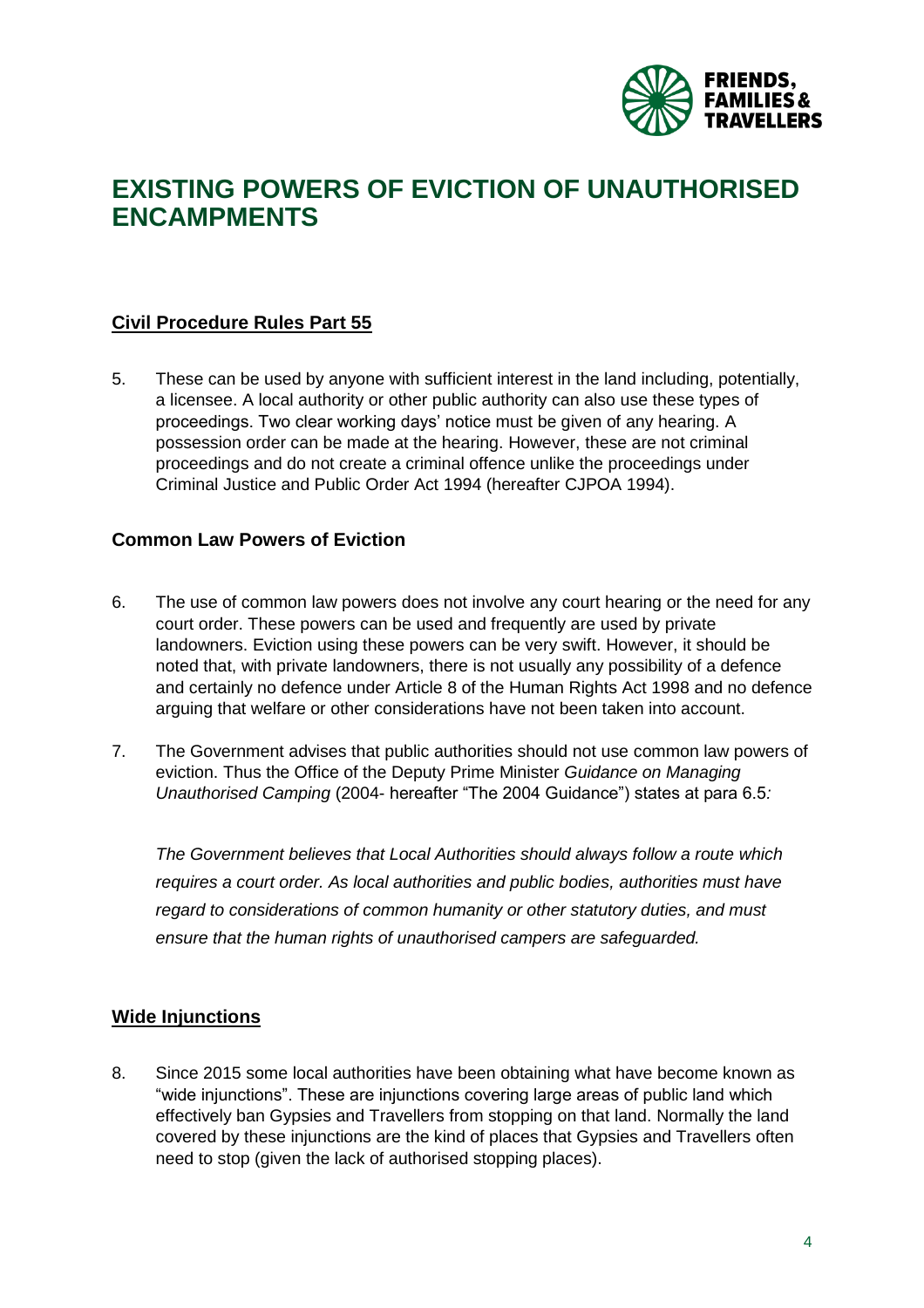# EXISTING POWERS OF EVICTION OF UNAUTHORISED ENCAMPMENTS

## Civil Procedure Rules Part 55

5. These can be used by anyone with sufficient interest in the land including, potentially, a licensee. A local authority or other public authority can also use these types of proceedings. Two clear working days' notice must be given of any hearing. A possession order can be made at the hearing. However, these are not criminal proceedings and do not create a criminal offence unlike the proceedings under Criminal Justice and Public Order Act 1994 (hereafter CJPOA 1994).

## Common Law Powers of Eviction

6. The use of common law powers does not involve any court hearing or the need for any court order. These powers can be used and frequently are used by private landowners. Eviction using these powers can be very swift. However, it should be noted that, with private landowners, there is not usually any possibility of a defence and certainly no defence under Article 8 of the Human Rights Act 1998 and no defence arguing that welfare or other considerations have not been taken into account.

7. The Government advises that public authorities should not use common law powers of eviction. Thus the Office of the Deputy Prime Minister *Guidance on Managing Unauthorised Camping* (2004- hereafter "The 2004 Guidance") states at para 6.5*:*

   *The Government believes that Local Authorities should always follow a route which requires a court order. As local authorities and public bodies, authorities must have regard to considerations of common humanity or other statutory duties, and must ensure that the human rights of unauthorised campers are safeguarded.*

## Wide Injunctions

8. Since 2015 some local authorities have been obtaining what have become known as "wide injunctions". These are injunctions covering large areas of public land which effectively ban Gypsies and Travellers from stopping on that land. Normally the land covered by these injunctions are the kind of places that Gypsies and Travellers often need to stop (given the lack of authorised stopping places).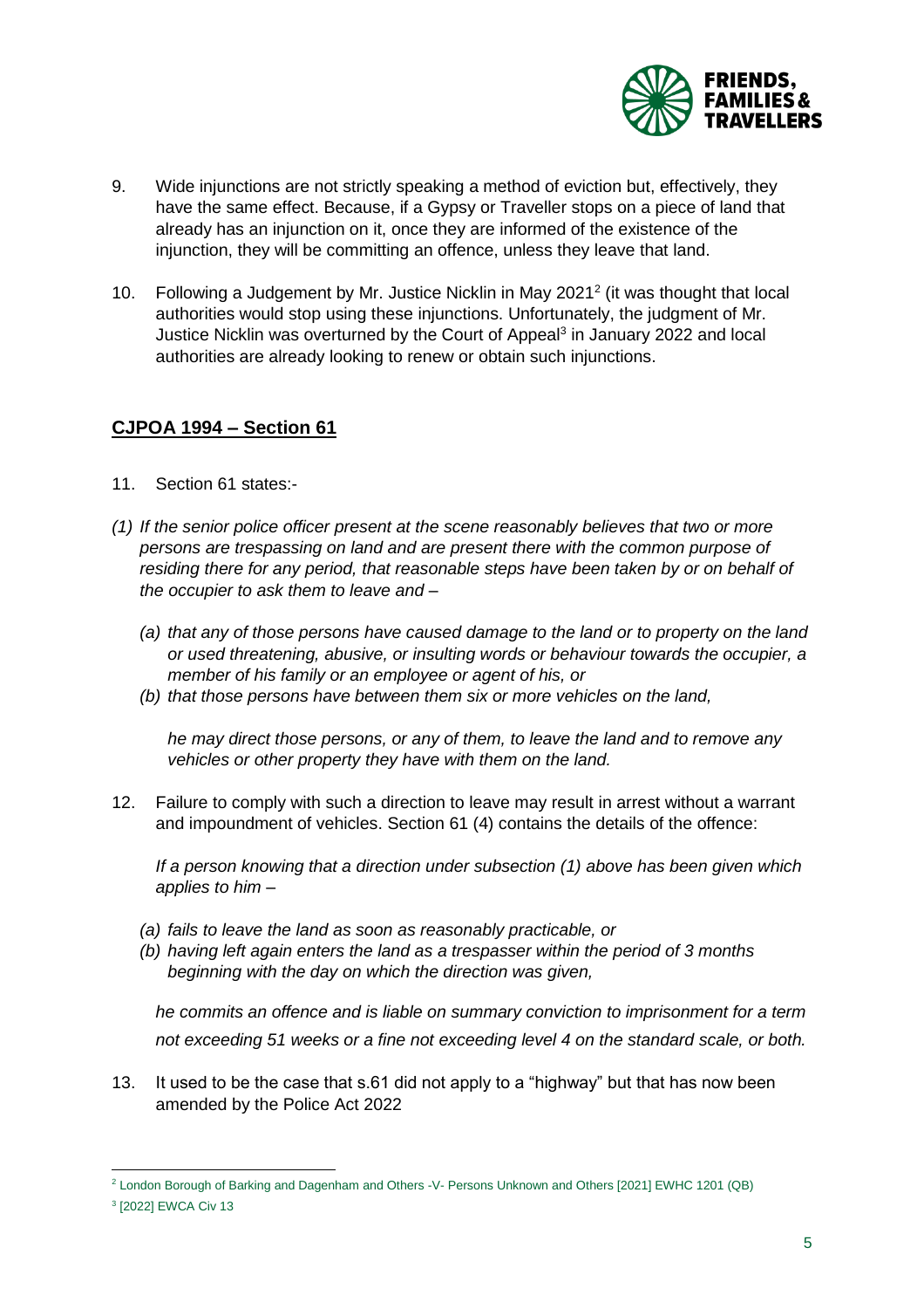9. Wide injunctions are not strictly speaking a method of eviction but, effectively, they have the same effect. Because, if a Gypsy or Traveller stops on a piece of land that already has an injunction on it, once they are informed of the existence of the injunction, they will be committing an offence, unless they leave that land.

10. Following a Judgement by Mr. Justice Nicklin in May 2021[2] (it was thought that local authorities would stop using these injunctions. Unfortunately, the judgment of Mr. Justice Nicklin was overturned by the Court of Appeal[3] in January 2022 and local authorities are already looking to renew or obtain such injunctions.

## CJPOA 1994 – Section 61

11. Section 61 states:-

*(1) If the senior police officer present at the scene reasonably believes that two or more persons are trespassing on land and are present there with the common purpose of residing there for any period, that reasonable steps have been taken by or on behalf of the occupier to ask them to leave and –*

*(a) that any of those persons have caused damage to the land or to property on the land or used threatening, abusive, or insulting words or behaviour towards the occupier, a member of his family or an employee or agent of his, or*

*(b) that those persons have between them six or more vehicles on the land,*

*he may direct those persons, or any of them, to leave the land and to remove any vehicles or other property they have with them on the land.*

12. Failure to comply with such a direction to leave may result in arrest without a warrant and impoundment of vehicles. Section 61 (4) contains the details of the offence:

*If a person knowing that a direction under subsection (1) above has been given which applies to him –*

*(a) fails to leave the land as soon as reasonably practicable, or*

*(b) having left again enters the land as a trespasser within the period of 3 months beginning with the day on which the direction was given,*

*he commits an offence and is liable on summary conviction to imprisonment for a term not exceeding 51 weeks or a fine not exceeding level 4 on the standard scale, or both.*

13. It used to be the case that s.61 did not apply to a "highway" but that has now been amended by the Police Act 2022

---

[2] London Borough of Barking and Dagenham and Others -V- Persons Unknown and Others [2021] EWHC 1201 (QB)

[3] [2022] EWCA Civ 13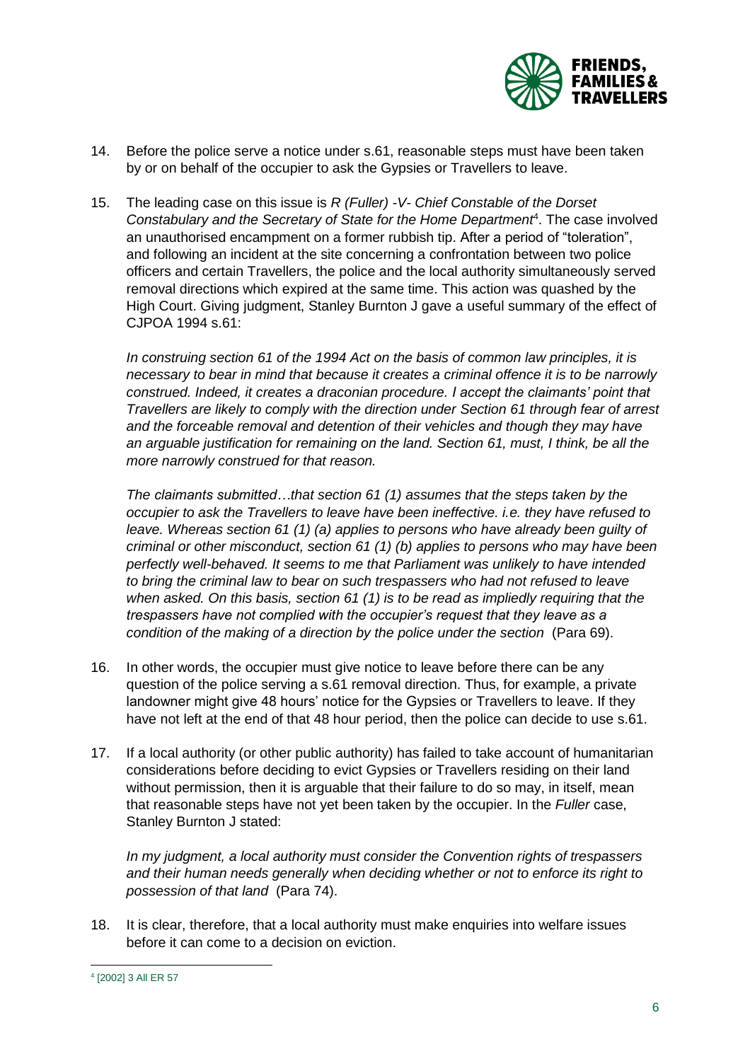14. Before the police serve a notice under s.61, reasonable steps must have been taken by or on behalf of the occupier to ask the Gypsies or Travellers to leave.

15. The leading case on this issue is *R (Fuller) -V- Chief Constable of the Dorset Constabulary and the Secretary of State for the Home Department*[4]. The case involved an unauthorised encampment on a former rubbish tip. After a period of "toleration", and following an incident at the site concerning a confrontation between two police officers and certain Travellers, the police and the local authority simultaneously served removal directions which expired at the same time. This action was quashed by the High Court. Giving judgment, Stanley Burnton J gave a useful summary of the effect of CJPOA 1994 s.61:

    *In construing section 61 of the 1994 Act on the basis of common law principles, it is necessary to bear in mind that because it creates a criminal offence it is to be narrowly construed. Indeed, it creates a draconian procedure. I accept the claimants' point that Travellers are likely to comply with the direction under Section 61 through fear of arrest and the forceable removal and detention of their vehicles and though they may have an arguable justification for remaining on the land. Section 61, must, I think, be all the more narrowly construed for that reason.*

    *The claimants submitted…that section 61 (1) assumes that the steps taken by the occupier to ask the Travellers to leave have been ineffective. i.e. they have refused to leave. Whereas section 61 (1) (a) applies to persons who have already been guilty of criminal or other misconduct, section 61 (1) (b) applies to persons who may have been perfectly well-behaved. It seems to me that Parliament was unlikely to have intended to bring the criminal law to bear on such trespassers who had not refused to leave when asked. On this basis, section 61 (1) is to be read as impliedly requiring that the trespassers have not complied with the occupier's request that they leave as a condition of the making of a direction by the police under the section* (Para 69).

16. In other words, the occupier must give notice to leave before there can be any question of the police serving a s.61 removal direction. Thus, for example, a private landowner might give 48 hours' notice for the Gypsies or Travellers to leave. If they have not left at the end of that 48 hour period, then the police can decide to use s.61.

17. If a local authority (or other public authority) has failed to take account of humanitarian considerations before deciding to evict Gypsies or Travellers residing on their land without permission, then it is arguable that their failure to do so may, in itself, mean that reasonable steps have not yet been taken by the occupier. In the *Fuller* case, Stanley Burnton J stated:

    *In my judgment, a local authority must consider the Convention rights of trespassers and their human needs generally when deciding whether or not to enforce its right to possession of that land* (Para 74).

18. It is clear, therefore, that a local authority must make enquiries into welfare issues before it can come to a decision on eviction.

---

[4] [2002] 3 All ER 57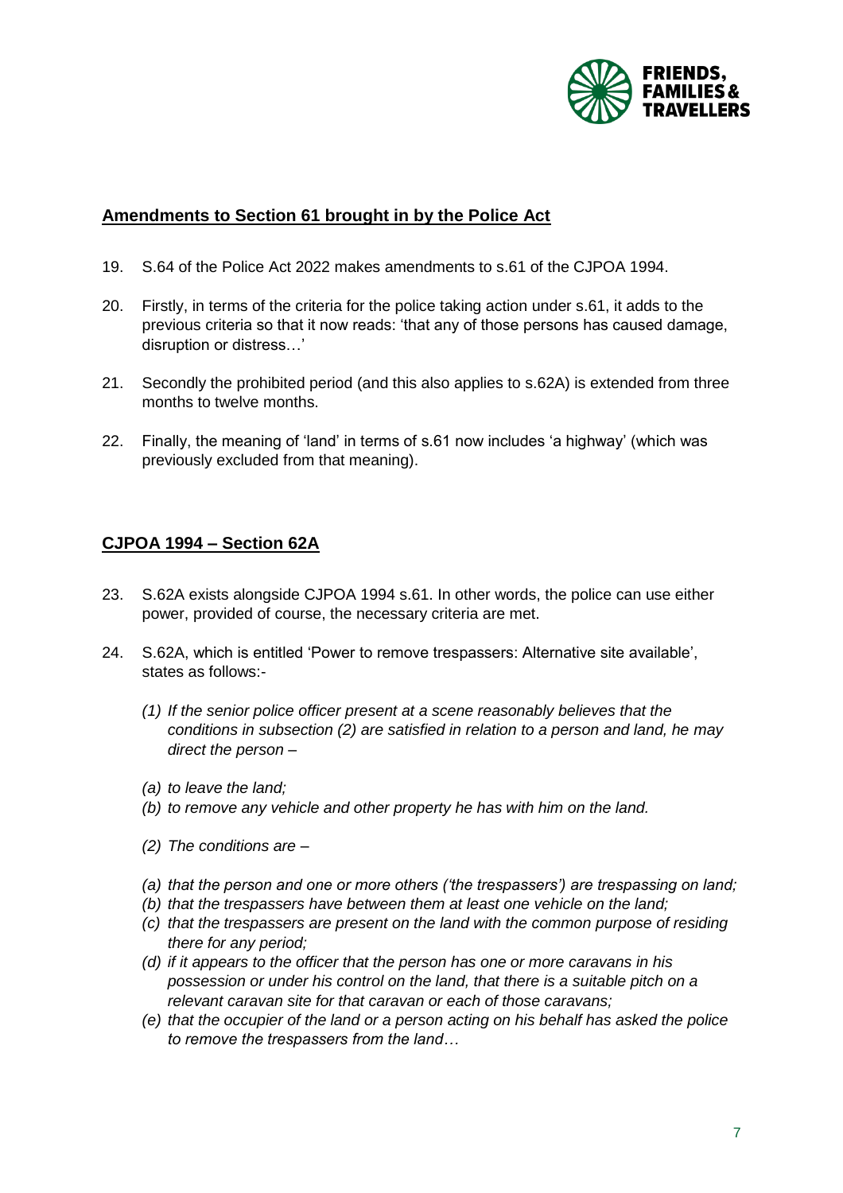## Amendments to Section 61 brought in by the Police Act

19. S.64 of the Police Act 2022 makes amendments to s.61 of the CJPOA 1994.

20. Firstly, in terms of the criteria for the police taking action under s.61, it adds to the previous criteria so that it now reads: 'that any of those persons has caused damage, disruption or distress…'

21. Secondly the prohibited period (and this also applies to s.62A) is extended from three months to twelve months.

22. Finally, the meaning of 'land' in terms of s.61 now includes 'a highway' (which was previously excluded from that meaning).

## CJPOA 1994 – Section 62A

23. S.62A exists alongside CJPOA 1994 s.61. In other words, the police can use either power, provided of course, the necessary criteria are met.

24. S.62A, which is entitled 'Power to remove trespassers: Alternative site available', states as follows:-

    *(1) If the senior police officer present at a scene reasonably believes that the conditions in subsection (2) are satisfied in relation to a person and land, he may direct the person –*

    *(a) to leave the land;*
    *(b) to remove any vehicle and other property he has with him on the land.*

    *(2) The conditions are –*

    *(a) that the person and one or more others ('the trespassers') are trespassing on land;*
    *(b) that the trespassers have between them at least one vehicle on the land;*
    *(c) that the trespassers are present on the land with the common purpose of residing there for any period;*
    *(d) if it appears to the officer that the person has one or more caravans in his possession or under his control on the land, that there is a suitable pitch on a relevant caravan site for that caravan or each of those caravans;*
    *(e) that the occupier of the land or a person acting on his behalf has asked the police to remove the trespassers from the land…*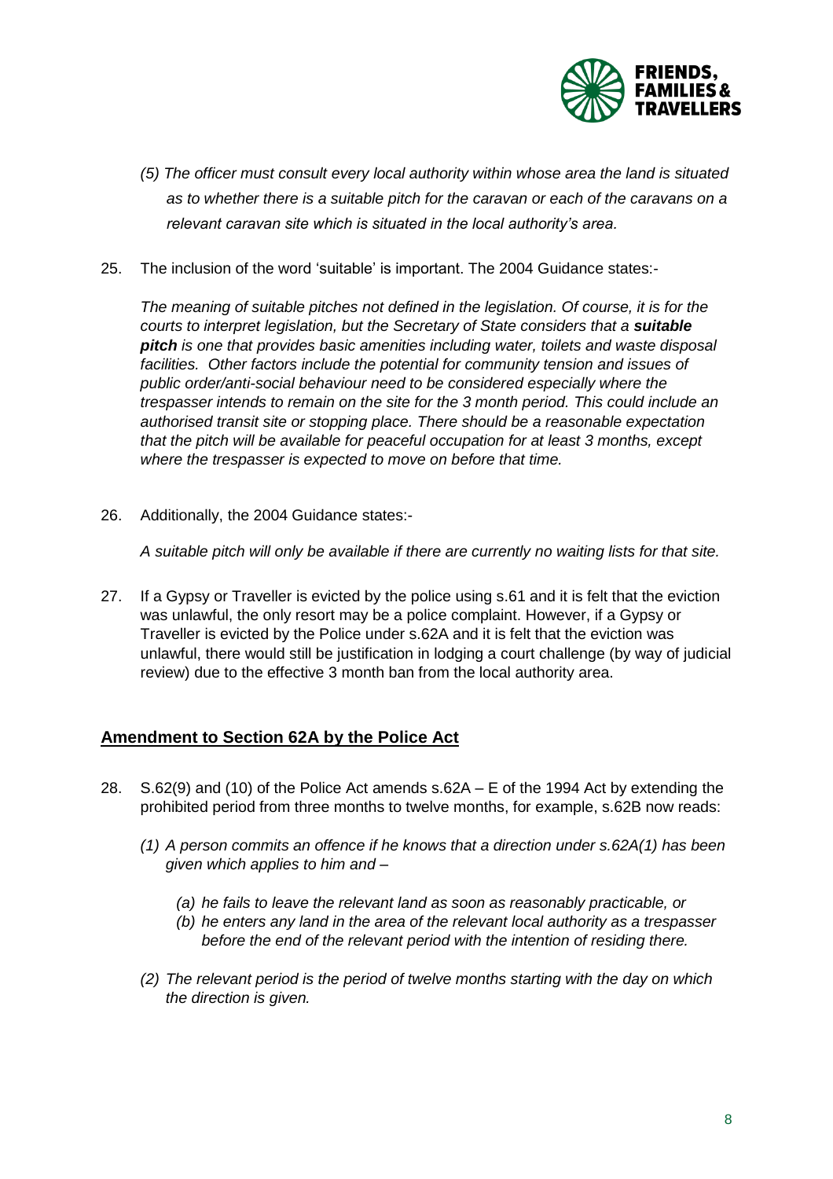*(5) The officer must consult every local authority within whose area the land is situated as to whether there is a suitable pitch for the caravan or each of the caravans on a relevant caravan site which is situated in the local authority's area.*

25. The inclusion of the word 'suitable' is important. The 2004 Guidance states:-

*The meaning of suitable pitches not defined in the legislation. Of course, it is for the courts to interpret legislation, but the Secretary of State considers that a **suitable pitch** is one that provides basic amenities including water, toilets and waste disposal facilities. Other factors include the potential for community tension and issues of public order/anti-social behaviour need to be considered especially where the trespasser intends to remain on the site for the 3 month period. This could include an authorised transit site or stopping place. There should be a reasonable expectation that the pitch will be available for peaceful occupation for at least 3 months, except where the trespasser is expected to move on before that time.*

26. Additionally, the 2004 Guidance states:-

*A suitable pitch will only be available if there are currently no waiting lists for that site.*

27. If a Gypsy or Traveller is evicted by the police using s.61 and it is felt that the eviction was unlawful, the only resort may be a police complaint. However, if a Gypsy or Traveller is evicted by the Police under s.62A and it is felt that the eviction was unlawful, there would still be justification in lodging a court challenge (by way of judicial review) due to the effective 3 month ban from the local authority area.

## Amendment to Section 62A by the Police Act

28. S.62(9) and (10) of the Police Act amends s.62A – E of the 1994 Act by extending the prohibited period from three months to twelve months, for example, s.62B now reads:

*(1) A person commits an offence if he knows that a direction under s.62A(1) has been given which applies to him and –*

*(a) he fails to leave the relevant land as soon as reasonably practicable, or*
*(b) he enters any land in the area of the relevant local authority as a trespasser before the end of the relevant period with the intention of residing there.*

*(2) The relevant period is the period of twelve months starting with the day on which the direction is given.*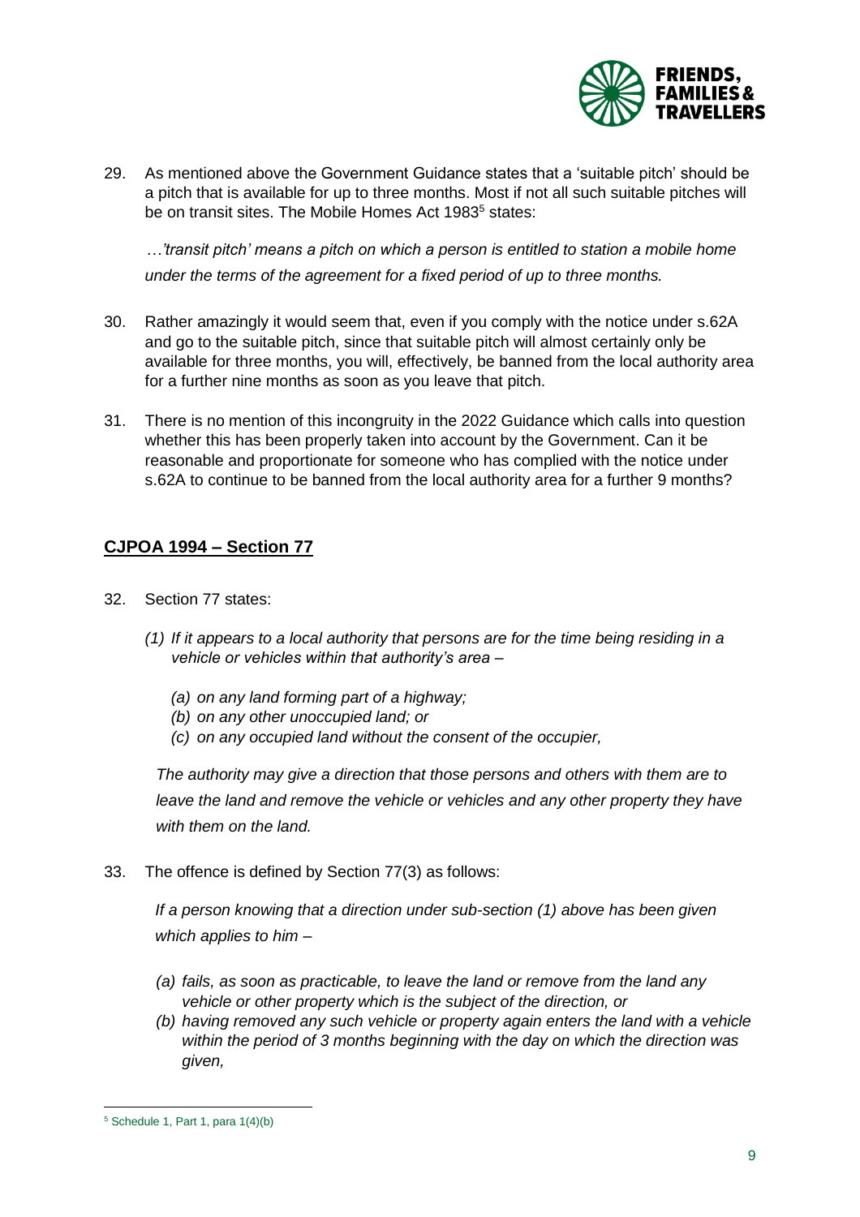29. As mentioned above the Government Guidance states that a 'suitable pitch' should be a pitch that is available for up to three months. Most if not all such suitable pitches will be on transit sites. The Mobile Homes Act 1983[5] states:

   *…'transit pitch' means a pitch on which a person is entitled to station a mobile home under the terms of the agreement for a fixed period of up to three months.*

30. Rather amazingly it would seem that, even if you comply with the notice under s.62A and go to the suitable pitch, since that suitable pitch will almost certainly only be available for three months, you will, effectively, be banned from the local authority area for a further nine months as soon as you leave that pitch.

31. There is no mention of this incongruity in the 2022 Guidance which calls into question whether this has been properly taken into account by the Government. Can it be reasonable and proportionate for someone who has complied with the notice under s.62A to continue to be banned from the local authority area for a further 9 months?

## CJPOA 1994 – Section 77

32. Section 77 states:

   *(1) If it appears to a local authority that persons are for the time being residing in a vehicle or vehicles within that authority's area –*

   *(a) on any land forming part of a highway;*
   *(b) on any other unoccupied land; or*
   *(c) on any occupied land without the consent of the occupier,*

   *The authority may give a direction that those persons and others with them are to leave the land and remove the vehicle or vehicles and any other property they have with them on the land.*

33. The offence is defined by Section 77(3) as follows:

   *If a person knowing that a direction under sub-section (1) above has been given which applies to him –*

   *(a) fails, as soon as practicable, to leave the land or remove from the land any vehicle or other property which is the subject of the direction, or*
   *(b) having removed any such vehicle or property again enters the land with a vehicle within the period of 3 months beginning with the day on which the direction was given,*

---

[5] Schedule 1, Part 1, para 1(4)(b)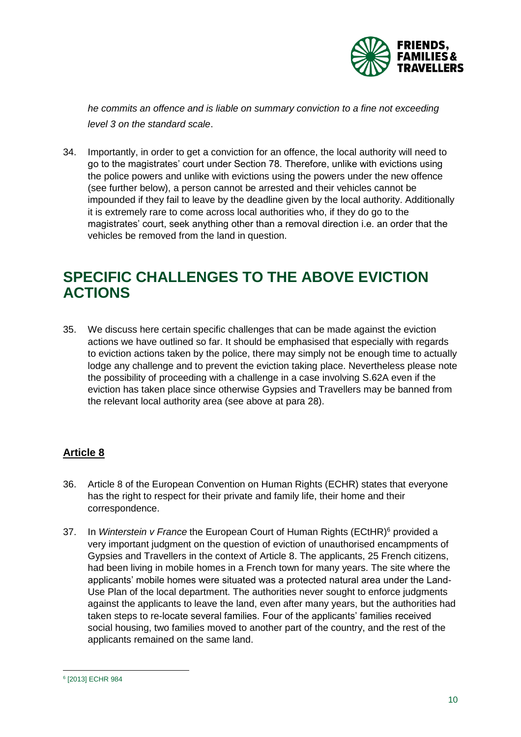*he commits an offence and is liable on summary conviction to a fine not exceeding level 3 on the standard scale*.

34. Importantly, in order to get a conviction for an offence, the local authority will need to go to the magistrates' court under Section 78. Therefore, unlike with evictions using the police powers and unlike with evictions using the powers under the new offence (see further below), a person cannot be arrested and their vehicles cannot be impounded if they fail to leave by the deadline given by the local authority. Additionally it is extremely rare to come across local authorities who, if they do go to the magistrates' court, seek anything other than a removal direction i.e. an order that the vehicles be removed from the land in question.

## SPECIFIC CHALLENGES TO THE ABOVE EVICTION ACTIONS

35. We discuss here certain specific challenges that can be made against the eviction actions we have outlined so far. It should be emphasised that especially with regards to eviction actions taken by the police, there may simply not be enough time to actually lodge any challenge and to prevent the eviction taking place. Nevertheless please note the possibility of proceeding with a challenge in a case involving S.62A even if the eviction has taken place since otherwise Gypsies and Travellers may be banned from the relevant local authority area (see above at para 28).

### Article 8

36. Article 8 of the European Convention on Human Rights (ECHR) states that everyone has the right to respect for their private and family life, their home and their correspondence.

37. In *Winterstein v France* the European Court of Human Rights (ECtHR)[6] provided a very important judgment on the question of eviction of unauthorised encampments of Gypsies and Travellers in the context of Article 8. The applicants, 25 French citizens, had been living in mobile homes in a French town for many years. The site where the applicants' mobile homes were situated was a protected natural area under the Land-Use Plan of the local department. The authorities never sought to enforce judgments against the applicants to leave the land, even after many years, but the authorities had taken steps to re-locate several families. Four of the applicants' families received social housing, two families moved to another part of the country, and the rest of the applicants remained on the same land.

---

[6] [2013] ECHR 984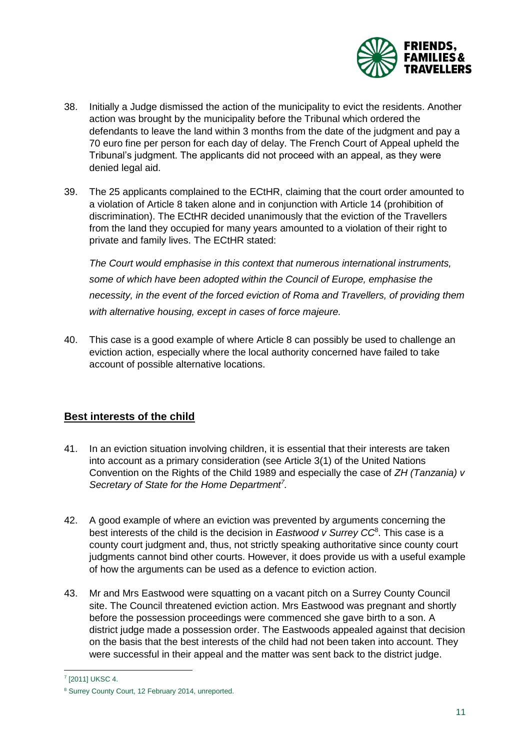38. Initially a Judge dismissed the action of the municipality to evict the residents. Another action was brought by the municipality before the Tribunal which ordered the defendants to leave the land within 3 months from the date of the judgment and pay a 70 euro fine per person for each day of delay. The French Court of Appeal upheld the Tribunal's judgment. The applicants did not proceed with an appeal, as they were denied legal aid.

39. The 25 applicants complained to the ECtHR, claiming that the court order amounted to a violation of Article 8 taken alone and in conjunction with Article 14 (prohibition of discrimination). The ECtHR decided unanimously that the eviction of the Travellers from the land they occupied for many years amounted to a violation of their right to private and family lives. The ECtHR stated:

    *The Court would emphasise in this context that numerous international instruments, some of which have been adopted within the Council of Europe, emphasise the necessity, in the event of the forced eviction of Roma and Travellers, of providing them with alternative housing, except in cases of force majeure.*

40. This case is a good example of where Article 8 can possibly be used to challenge an eviction action, especially where the local authority concerned have failed to take account of possible alternative locations.

## Best interests of the child

41. In an eviction situation involving children, it is essential that their interests are taken into account as a primary consideration (see Article 3(1) of the United Nations Convention on the Rights of the Child 1989 and especially the case of *ZH (Tanzania) v Secretary of State for the Home Department*[7].

42. A good example of where an eviction was prevented by arguments concerning the best interests of the child is the decision in *Eastwood v Surrey CC*[8]. This case is a county court judgment and, thus, not strictly speaking authoritative since county court judgments cannot bind other courts. However, it does provide us with a useful example of how the arguments can be used as a defence to eviction action.

43. Mr and Mrs Eastwood were squatting on a vacant pitch on a Surrey County Council site. The Council threatened eviction action. Mrs Eastwood was pregnant and shortly before the possession proceedings were commenced she gave birth to a son. A district judge made a possession order. The Eastwoods appealed against that decision on the basis that the best interests of the child had not been taken into account. They were successful in their appeal and the matter was sent back to the district judge.

---

[7] [2011] UKSC 4.

[8] Surrey County Court, 12 February 2014, unreported.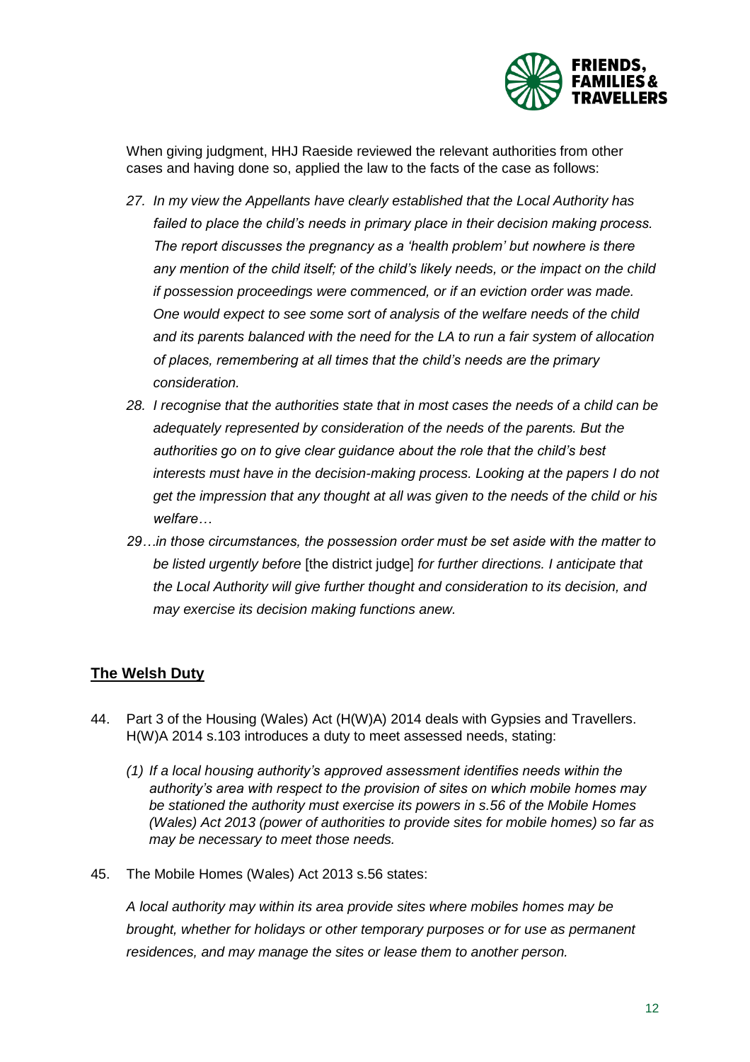When giving judgment, HHJ Raeside reviewed the relevant authorities from other cases and having done so, applied the law to the facts of the case as follows:

27. *In my view the Appellants have clearly established that the Local Authority has failed to place the child's needs in primary place in their decision making process. The report discusses the pregnancy as a 'health problem' but nowhere is there any mention of the child itself; of the child's likely needs, or the impact on the child if possession proceedings were commenced, or if an eviction order was made. One would expect to see some sort of analysis of the welfare needs of the child and its parents balanced with the need for the LA to run a fair system of allocation of places, remembering at all times that the child's needs are the primary consideration.*
28. *I recognise that the authorities state that in most cases the needs of a child can be adequately represented by consideration of the needs of the parents. But the authorities go on to give clear guidance about the role that the child's best interests must have in the decision-making process. Looking at the papers I do not get the impression that any thought at all was given to the needs of the child or his welfare…*
29. *…in those circumstances, the possession order must be set aside with the matter to be listed urgently before* [the district judge] *for further directions. I anticipate that the Local Authority will give further thought and consideration to its decision, and may exercise its decision making functions anew.*

## The Welsh Duty

44. Part 3 of the Housing (Wales) Act (H(W)A) 2014 deals with Gypsies and Travellers. H(W)A 2014 s.103 introduces a duty to meet assessed needs, stating:

    *(1) If a local housing authority's approved assessment identifies needs within the authority's area with respect to the provision of sites on which mobile homes may be stationed the authority must exercise its powers in s.56 of the Mobile Homes (Wales) Act 2013 (power of authorities to provide sites for mobile homes) so far as may be necessary to meet those needs.*

45. The Mobile Homes (Wales) Act 2013 s.56 states:

    *A local authority may within its area provide sites where mobiles homes may be brought, whether for holidays or other temporary purposes or for use as permanent residences, and may manage the sites or lease them to another person.*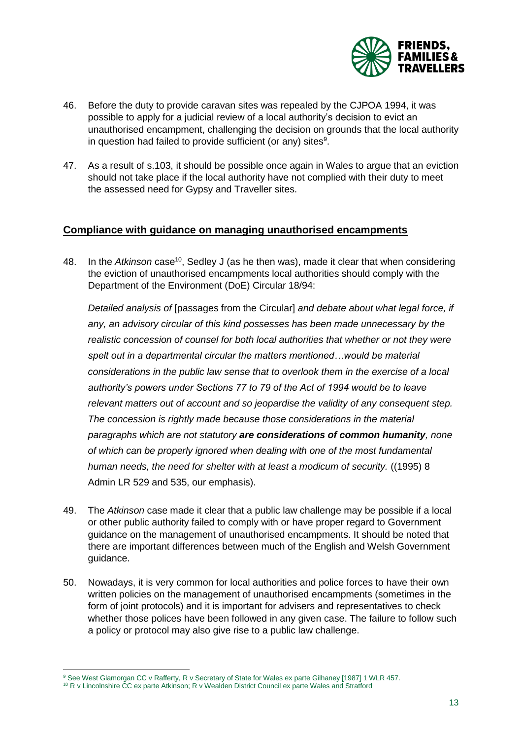46. Before the duty to provide caravan sites was repealed by the CJPOA 1994, it was possible to apply for a judicial review of a local authority's decision to evict an unauthorised encampment, challenging the decision on grounds that the local authority in question had failed to provide sufficient (or any) sites[9].

47. As a result of s.103, it should be possible once again in Wales to argue that an eviction should not take place if the local authority have not complied with their duty to meet the assessed need for Gypsy and Traveller sites.

## Compliance with guidance on managing unauthorised encampments

48. In the *Atkinson* case[10], Sedley J (as he then was), made it clear that when considering the eviction of unauthorised encampments local authorities should comply with the Department of the Environment (DoE) Circular 18/94:

    *Detailed analysis of* [passages from the Circular] *and debate about what legal force, if any, an advisory circular of this kind possesses has been made unnecessary by the realistic concession of counsel for both local authorities that whether or not they were spelt out in a departmental circular the matters mentioned…would be material considerations in the public law sense that to overlook them in the exercise of a local authority's powers under Sections 77 to 79 of the Act of 1994 would be to leave relevant matters out of account and so jeopardise the validity of any consequent step. The concession is rightly made because those considerations in the material paragraphs which are not statutory* ***are considerations of common humanity****, none of which can be properly ignored when dealing with one of the most fundamental human needs, the need for shelter with at least a modicum of security.* ((1995) 8 Admin LR 529 and 535, our emphasis).

49. The *Atkinson* case made it clear that a public law challenge may be possible if a local or other public authority failed to comply with or have proper regard to Government guidance on the management of unauthorised encampments. It should be noted that there are important differences between much of the English and Welsh Government guidance.

50. Nowadays, it is very common for local authorities and police forces to have their own written policies on the management of unauthorised encampments (sometimes in the form of joint protocols) and it is important for advisers and representatives to check whether those polices have been followed in any given case. The failure to follow such a policy or protocol may also give rise to a public law challenge.

---

[9] See West Glamorgan CC v Rafferty, R v Secretary of State for Wales ex parte Gilhaney [1987] 1 WLR 457.

[10] R v Lincolnshire CC ex parte Atkinson; R v Wealden District Council ex parte Wales and Stratford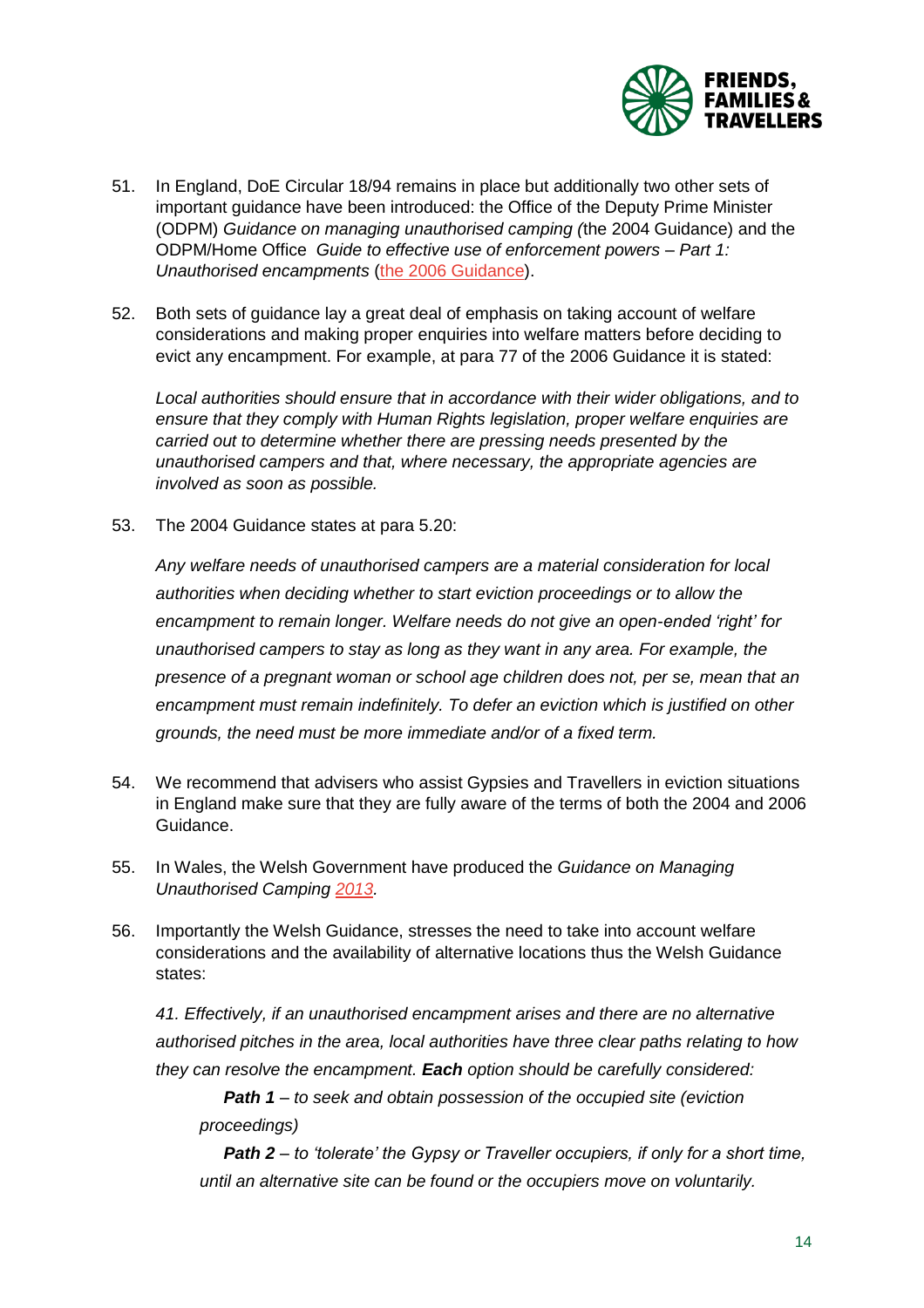51. In England, DoE Circular 18/94 remains in place but additionally two other sets of important guidance have been introduced: the Office of the Deputy Prime Minister (ODPM) *Guidance on managing unauthorised camping (*the 2004 Guidance) and the ODPM/Home Office *Guide to effective use of enforcement powers – Part 1: Unauthorised encampments* (the 2006 Guidance).

52. Both sets of guidance lay a great deal of emphasis on taking account of welfare considerations and making proper enquiries into welfare matters before deciding to evict any encampment. For example, at para 77 of the 2006 Guidance it is stated:

    *Local authorities should ensure that in accordance with their wider obligations, and to ensure that they comply with Human Rights legislation, proper welfare enquiries are carried out to determine whether there are pressing needs presented by the unauthorised campers and that, where necessary, the appropriate agencies are involved as soon as possible.*

53. The 2004 Guidance states at para 5.20:

    *Any welfare needs of unauthorised campers are a material consideration for local authorities when deciding whether to start eviction proceedings or to allow the encampment to remain longer. Welfare needs do not give an open-ended 'right' for unauthorised campers to stay as long as they want in any area. For example, the presence of a pregnant woman or school age children does not, per se, mean that an encampment must remain indefinitely. To defer an eviction which is justified on other grounds, the need must be more immediate and/or of a fixed term.*

54. We recommend that advisers who assist Gypsies and Travellers in eviction situations in England make sure that they are fully aware of the terms of both the 2004 and 2006 Guidance.

55. In Wales, the Welsh Government have produced the *Guidance on Managing Unauthorised Camping 2013.*

56. Importantly the Welsh Guidance, stresses the need to take into account welfare considerations and the availability of alternative locations thus the Welsh Guidance states:

    *41. Effectively, if an unauthorised encampment arises and there are no alternative authorised pitches in the area, local authorities have three clear paths relating to how they can resolve the encampment.* ***Each*** *option should be carefully considered:*

    > ***Path 1*** *– to seek and obtain possession of the occupied site (eviction proceedings)*
    >
    > ***Path 2*** *– to 'tolerate' the Gypsy or Traveller occupiers, if only for a short time, until an alternative site can be found or the occupiers move on voluntarily.*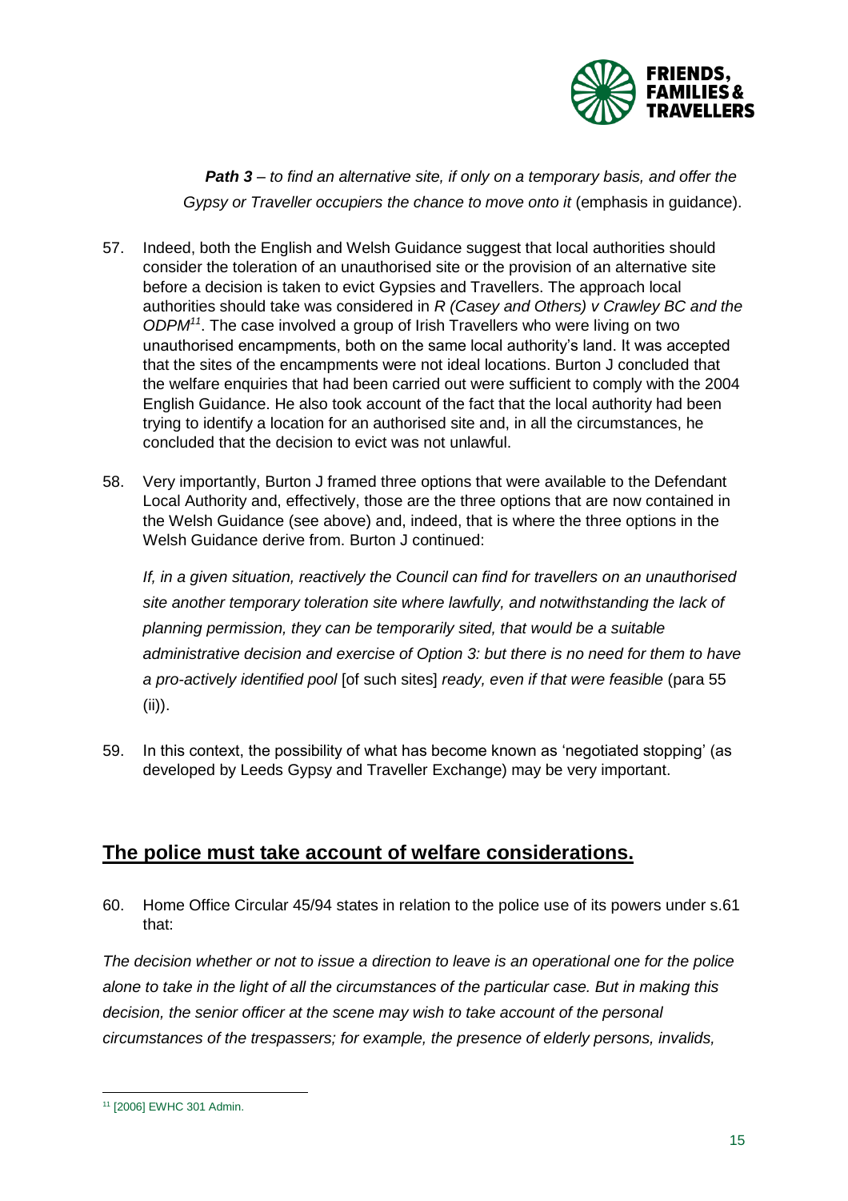***Path 3*** *– to find an alternative site, if only on a temporary basis, and offer the Gypsy or Traveller occupiers the chance to move onto it* (emphasis in guidance).

57. Indeed, both the English and Welsh Guidance suggest that local authorities should consider the toleration of an unauthorised site or the provision of an alternative site before a decision is taken to evict Gypsies and Travellers. The approach local authorities should take was considered in *R (Casey and Others) v Crawley BC and the ODPM*[11]. The case involved a group of Irish Travellers who were living on two unauthorised encampments, both on the same local authority's land. It was accepted that the sites of the encampments were not ideal locations. Burton J concluded that the welfare enquiries that had been carried out were sufficient to comply with the 2004 English Guidance. He also took account of the fact that the local authority had been trying to identify a location for an authorised site and, in all the circumstances, he concluded that the decision to evict was not unlawful.

58. Very importantly, Burton J framed three options that were available to the Defendant Local Authority and, effectively, those are the three options that are now contained in the Welsh Guidance (see above) and, indeed, that is where the three options in the Welsh Guidance derive from. Burton J continued:

   *If, in a given situation, reactively the Council can find for travellers on an unauthorised site another temporary toleration site where lawfully, and notwithstanding the lack of planning permission, they can be temporarily sited, that would be a suitable administrative decision and exercise of Option 3: but there is no need for them to have a pro-actively identified pool* [of such sites] *ready, even if that were feasible* (para 55 (ii)).

59. In this context, the possibility of what has become known as 'negotiated stopping' (as developed by Leeds Gypsy and Traveller Exchange) may be very important.

## The police must take account of welfare considerations.

60. Home Office Circular 45/94 states in relation to the police use of its powers under s.61 that:

*The decision whether or not to issue a direction to leave is an operational one for the police alone to take in the light of all the circumstances of the particular case. But in making this decision, the senior officer at the scene may wish to take account of the personal circumstances of the trespassers; for example, the presence of elderly persons, invalids,*

[11] [2006] EWHC 301 Admin.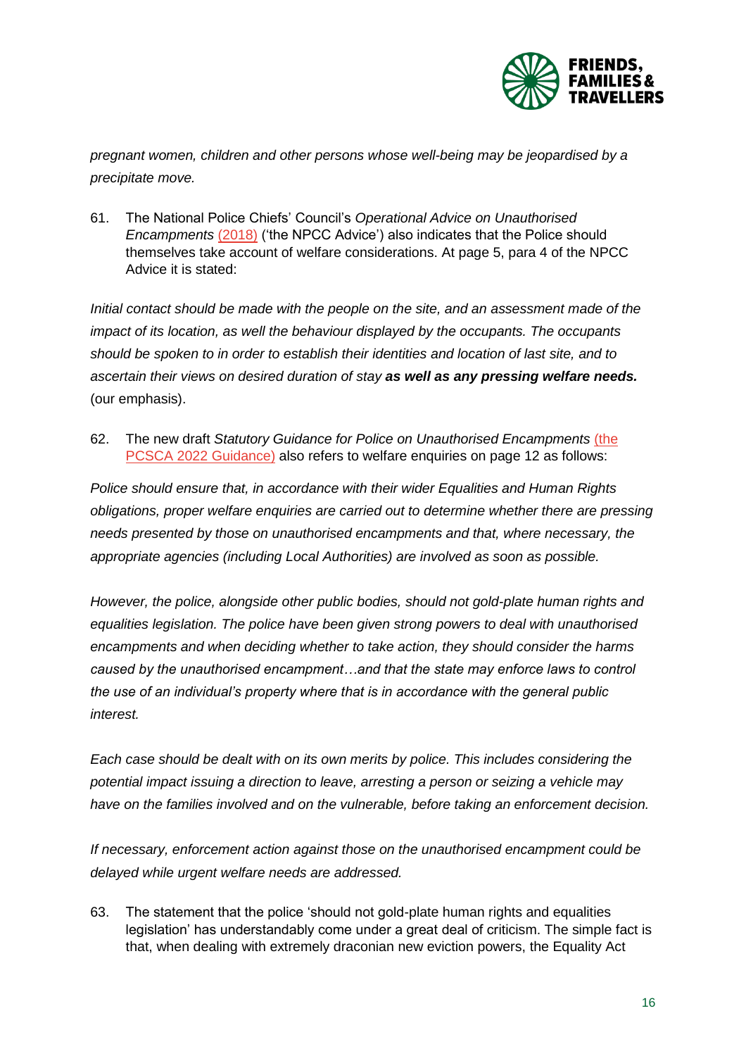*pregnant women, children and other persons whose well-being may be jeopardised by a precipitate move.*

61. The National Police Chiefs' Council's *Operational Advice on Unauthorised Encampments* (2018) ('the NPCC Advice') also indicates that the Police should themselves take account of welfare considerations. At page 5, para 4 of the NPCC Advice it is stated:

*Initial contact should be made with the people on the site, and an assessment made of the impact of its location, as well the behaviour displayed by the occupants. The occupants should be spoken to in order to establish their identities and location of last site, and to ascertain their views on desired duration of stay* ***as well as any pressing welfare needs.*** (our emphasis).

62. The new draft *Statutory Guidance for Police on Unauthorised Encampments* (the PCSCA 2022 Guidance) also refers to welfare enquiries on page 12 as follows:

*Police should ensure that, in accordance with their wider Equalities and Human Rights obligations, proper welfare enquiries are carried out to determine whether there are pressing needs presented by those on unauthorised encampments and that, where necessary, the appropriate agencies (including Local Authorities) are involved as soon as possible.*

*However, the police, alongside other public bodies, should not gold-plate human rights and equalities legislation. The police have been given strong powers to deal with unauthorised encampments and when deciding whether to take action, they should consider the harms caused by the unauthorised encampment…and that the state may enforce laws to control the use of an individual's property where that is in accordance with the general public interest.*

*Each case should be dealt with on its own merits by police. This includes considering the potential impact issuing a direction to leave, arresting a person or seizing a vehicle may have on the families involved and on the vulnerable, before taking an enforcement decision.*

*If necessary, enforcement action against those on the unauthorised encampment could be delayed while urgent welfare needs are addressed.*

63. The statement that the police 'should not gold-plate human rights and equalities legislation' has understandably come under a great deal of criticism. The simple fact is that, when dealing with extremely draconian new eviction powers, the Equality Act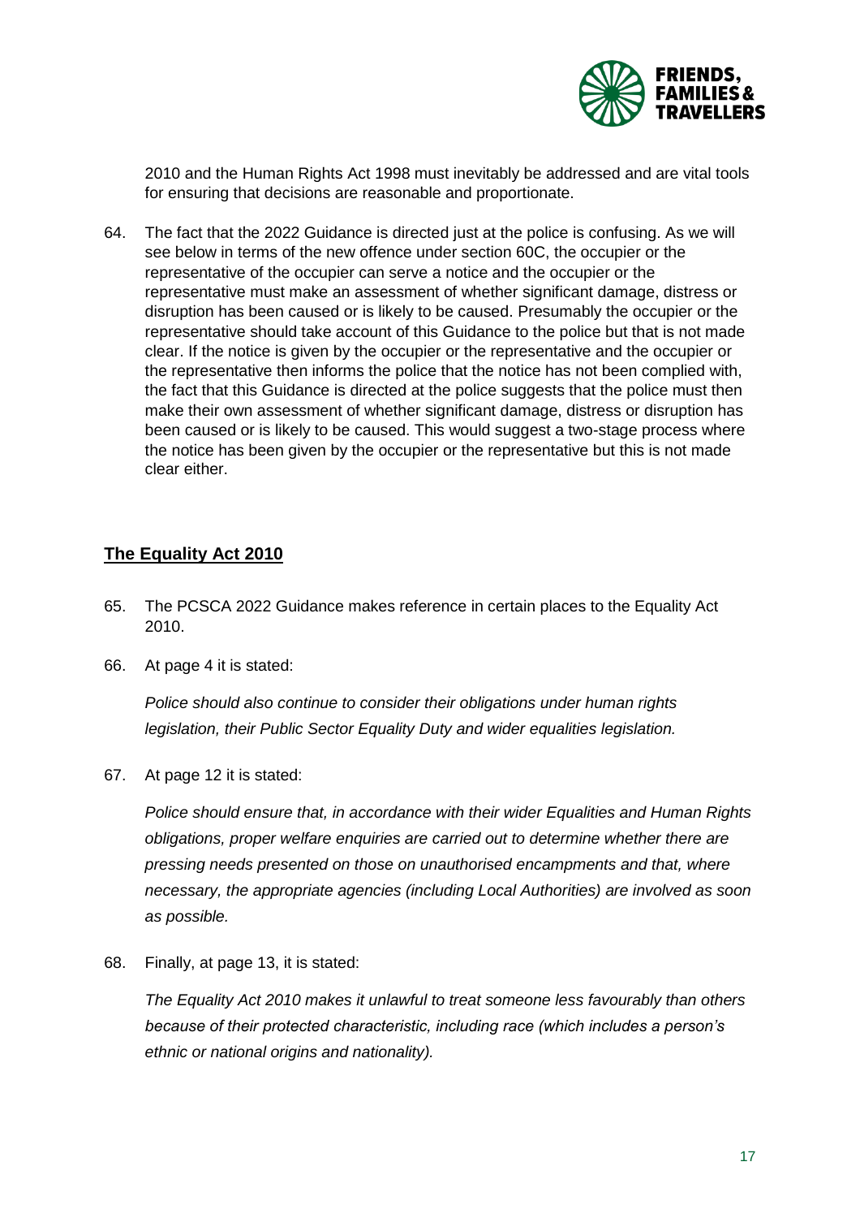2010 and the Human Rights Act 1998 must inevitably be addressed and are vital tools for ensuring that decisions are reasonable and proportionate.

64. The fact that the 2022 Guidance is directed just at the police is confusing. As we will see below in terms of the new offence under section 60C, the occupier or the representative of the occupier can serve a notice and the occupier or the representative must make an assessment of whether significant damage, distress or disruption has been caused or is likely to be caused. Presumably the occupier or the representative should take account of this Guidance to the police but that is not made clear. If the notice is given by the occupier or the representative and the occupier or the representative then informs the police that the notice has not been complied with, the fact that this Guidance is directed at the police suggests that the police must then make their own assessment of whether significant damage, distress or disruption has been caused or is likely to be caused. This would suggest a two-stage process where the notice has been given by the occupier or the representative but this is not made clear either.

## <u>The Equality Act 2010</u>

65. The PCSCA 2022 Guidance makes reference in certain places to the Equality Act 2010.

66. At page 4 it is stated:

    *Police should also continue to consider their obligations under human rights legislation, their Public Sector Equality Duty and wider equalities legislation.*

67. At page 12 it is stated:

    *Police should ensure that, in accordance with their wider Equalities and Human Rights obligations, proper welfare enquiries are carried out to determine whether there are pressing needs presented on those on unauthorised encampments and that, where necessary, the appropriate agencies (including Local Authorities) are involved as soon as possible.*

68. Finally, at page 13, it is stated:

    *The Equality Act 2010 makes it unlawful to treat someone less favourably than others because of their protected characteristic, including race (which includes a person's ethnic or national origins and nationality).*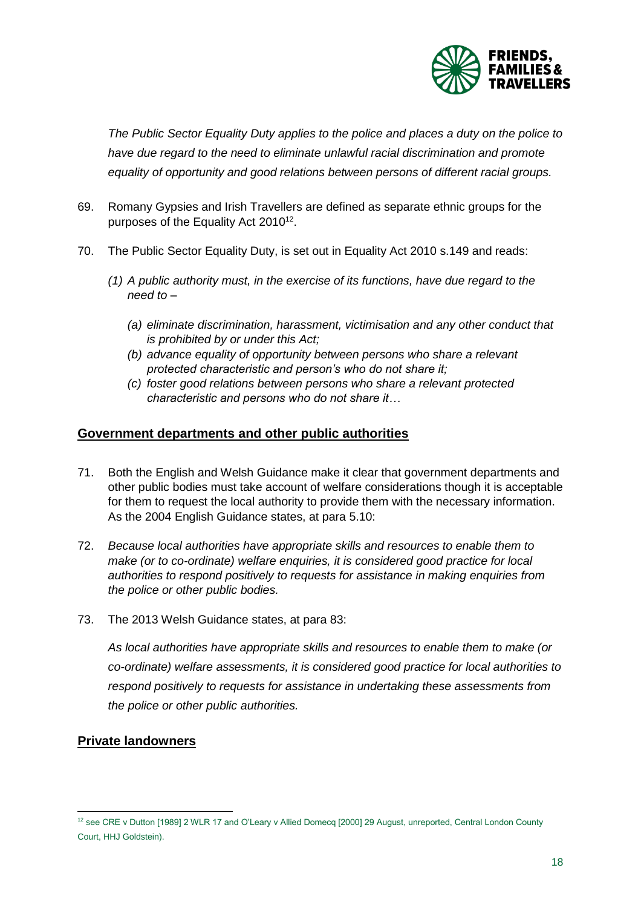*The Public Sector Equality Duty applies to the police and places a duty on the police to have due regard to the need to eliminate unlawful racial discrimination and promote equality of opportunity and good relations between persons of different racial groups.*

69. Romany Gypsies and Irish Travellers are defined as separate ethnic groups for the purposes of the Equality Act 2010[12].

70. The Public Sector Equality Duty, is set out in Equality Act 2010 s.149 and reads:

    *(1) A public authority must, in the exercise of its functions, have due regard to the need to –*

    *(a) eliminate discrimination, harassment, victimisation and any other conduct that is prohibited by or under this Act;*
    *(b) advance equality of opportunity between persons who share a relevant protected characteristic and person's who do not share it;*
    *(c) foster good relations between persons who share a relevant protected characteristic and persons who do not share it…*

## Government departments and other public authorities

71. Both the English and Welsh Guidance make it clear that government departments and other public bodies must take account of welfare considerations though it is acceptable for them to request the local authority to provide them with the necessary information. As the 2004 English Guidance states, at para 5.10:

72. *Because local authorities have appropriate skills and resources to enable them to make (or to co-ordinate) welfare enquiries, it is considered good practice for local authorities to respond positively to requests for assistance in making enquiries from the police or other public bodies.*

73. The 2013 Welsh Guidance states, at para 83:

    *As local authorities have appropriate skills and resources to enable them to make (or co-ordinate) welfare assessments, it is considered good practice for local authorities to respond positively to requests for assistance in undertaking these assessments from the police or other public authorities.*

## Private landowners

[12] see CRE v Dutton [1989] 2 WLR 17 and O'Leary v Allied Domecq [2000] 29 August, unreported, Central London County Court, HHJ Goldstein).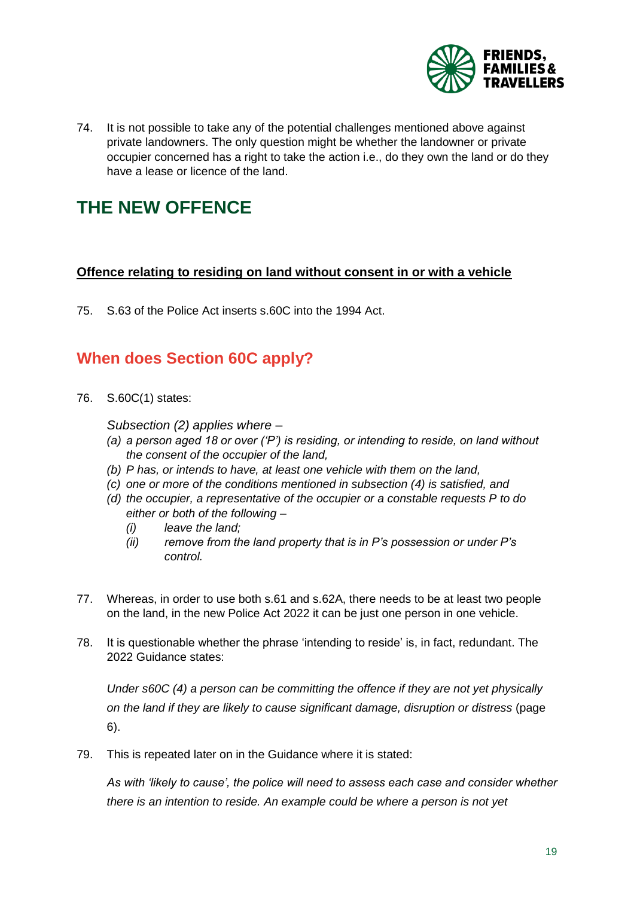74. It is not possible to take any of the potential challenges mentioned above against private landowners. The only question might be whether the landowner or private occupier concerned has a right to take the action i.e., do they own the land or do they have a lease or licence of the land.

# THE NEW OFFENCE

**Offence relating to residing on land without consent in or with a vehicle**

75. S.63 of the Police Act inserts s.60C into the 1994 Act.

## When does Section 60C apply?

76. S.60C(1) states:

*Subsection (2) applies where –*

*(a) a person aged 18 or over ('P') is residing, or intending to reside, on land without the consent of the occupier of the land,*

*(b) P has, or intends to have, at least one vehicle with them on the land,*

*(c) one or more of the conditions mentioned in subsection (4) is satisfied, and*

*(d) the occupier, a representative of the occupier or a constable requests P to do either or both of the following –*

*(i) leave the land;*

*(ii) remove from the land property that is in P's possession or under P's control.*

77. Whereas, in order to use both s.61 and s.62A, there needs to be at least two people on the land, in the new Police Act 2022 it can be just one person in one vehicle.

78. It is questionable whether the phrase 'intending to reside' is, in fact, redundant. The 2022 Guidance states:

*Under s60C (4) a person can be committing the offence if they are not yet physically on the land if they are likely to cause significant damage, disruption or distress* (page 6).

79. This is repeated later on in the Guidance where it is stated:

*As with 'likely to cause', the police will need to assess each case and consider whether there is an intention to reside. An example could be where a person is not yet*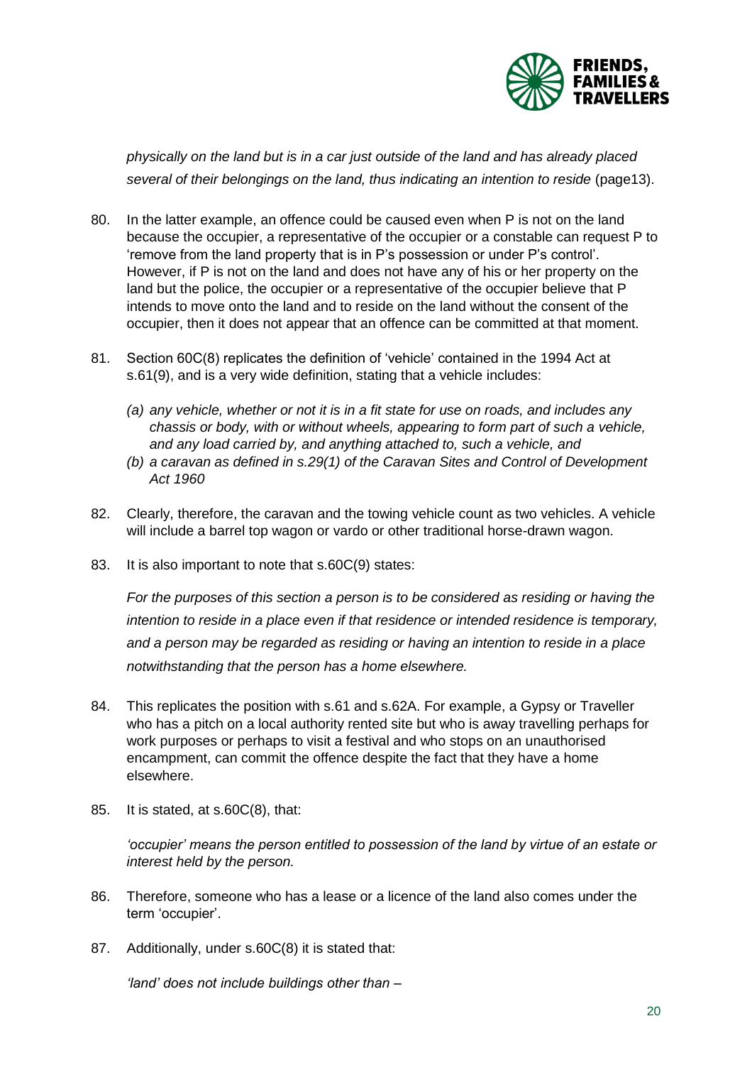*physically on the land but is in a car just outside of the land and has already placed several of their belongings on the land, thus indicating an intention to reside* (page13).

80. In the latter example, an offence could be caused even when P is not on the land because the occupier, a representative of the occupier or a constable can request P to 'remove from the land property that is in P's possession or under P's control'. However, if P is not on the land and does not have any of his or her property on the land but the police, the occupier or a representative of the occupier believe that P intends to move onto the land and to reside on the land without the consent of the occupier, then it does not appear that an offence can be committed at that moment.

81. Section 60C(8) replicates the definition of 'vehicle' contained in the 1994 Act at s.61(9), and is a very wide definition, stating that a vehicle includes:

    *(a) any vehicle, whether or not it is in a fit state for use on roads, and includes any chassis or body, with or without wheels, appearing to form part of such a vehicle, and any load carried by, and anything attached to, such a vehicle, and*
    
    *(b) a caravan as defined in s.29(1) of the Caravan Sites and Control of Development Act 1960*

82. Clearly, therefore, the caravan and the towing vehicle count as two vehicles. A vehicle will include a barrel top wagon or vardo or other traditional horse-drawn wagon.

83. It is also important to note that s.60C(9) states:

    *For the purposes of this section a person is to be considered as residing or having the intention to reside in a place even if that residence or intended residence is temporary, and a person may be regarded as residing or having an intention to reside in a place notwithstanding that the person has a home elsewhere.*

84. This replicates the position with s.61 and s.62A. For example, a Gypsy or Traveller who has a pitch on a local authority rented site but who is away travelling perhaps for work purposes or perhaps to visit a festival and who stops on an unauthorised encampment, can commit the offence despite the fact that they have a home elsewhere.

85. It is stated, at s.60C(8), that:

    *'occupier' means the person entitled to possession of the land by virtue of an estate or interest held by the person.*

86. Therefore, someone who has a lease or a licence of the land also comes under the term 'occupier'.

87. Additionally, under s.60C(8) it is stated that:

    *'land' does not include buildings other than –*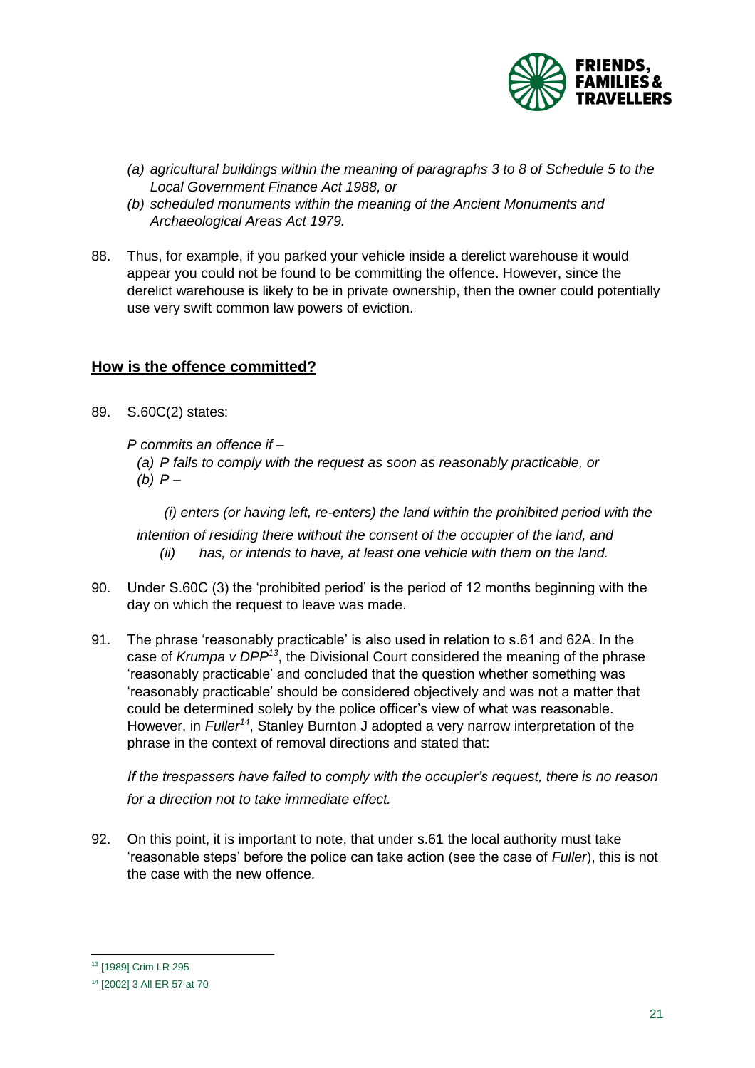*(a) agricultural buildings within the meaning of paragraphs 3 to 8 of Schedule 5 to the Local Government Finance Act 1988, or*

*(b) scheduled monuments within the meaning of the Ancient Monuments and Archaeological Areas Act 1979.*

88. Thus, for example, if you parked your vehicle inside a derelict warehouse it would appear you could not be found to be committing the offence. However, since the derelict warehouse is likely to be in private ownership, then the owner could potentially use very swift common law powers of eviction.

## How is the offence committed?

89. S.60C(2) states:

*P commits an offence if –*

*(a) P fails to comply with the request as soon as reasonably practicable, or*

*(b) P –*

*(i) enters (or having left, re-enters) the land within the prohibited period with the intention of residing there without the consent of the occupier of the land, and*

*(ii) has, or intends to have, at least one vehicle with them on the land.*

90. Under S.60C (3) the 'prohibited period' is the period of 12 months beginning with the day on which the request to leave was made.

91. The phrase 'reasonably practicable' is also used in relation to s.61 and 62A. In the case of *Krumpa v DPP*[13], the Divisional Court considered the meaning of the phrase 'reasonably practicable' and concluded that the question whether something was 'reasonably practicable' should be considered objectively and was not a matter that could be determined solely by the police officer's view of what was reasonable. However, in *Fuller*[14], Stanley Burnton J adopted a very narrow interpretation of the phrase in the context of removal directions and stated that:

*If the trespassers have failed to comply with the occupier's request, there is no reason for a direction not to take immediate effect.*

92. On this point, it is important to note, that under s.61 the local authority must take 'reasonable steps' before the police can take action (see the case of *Fuller*), this is not the case with the new offence.

---

[13] [1989] Crim LR 295

[14] [2002] 3 All ER 57 at 70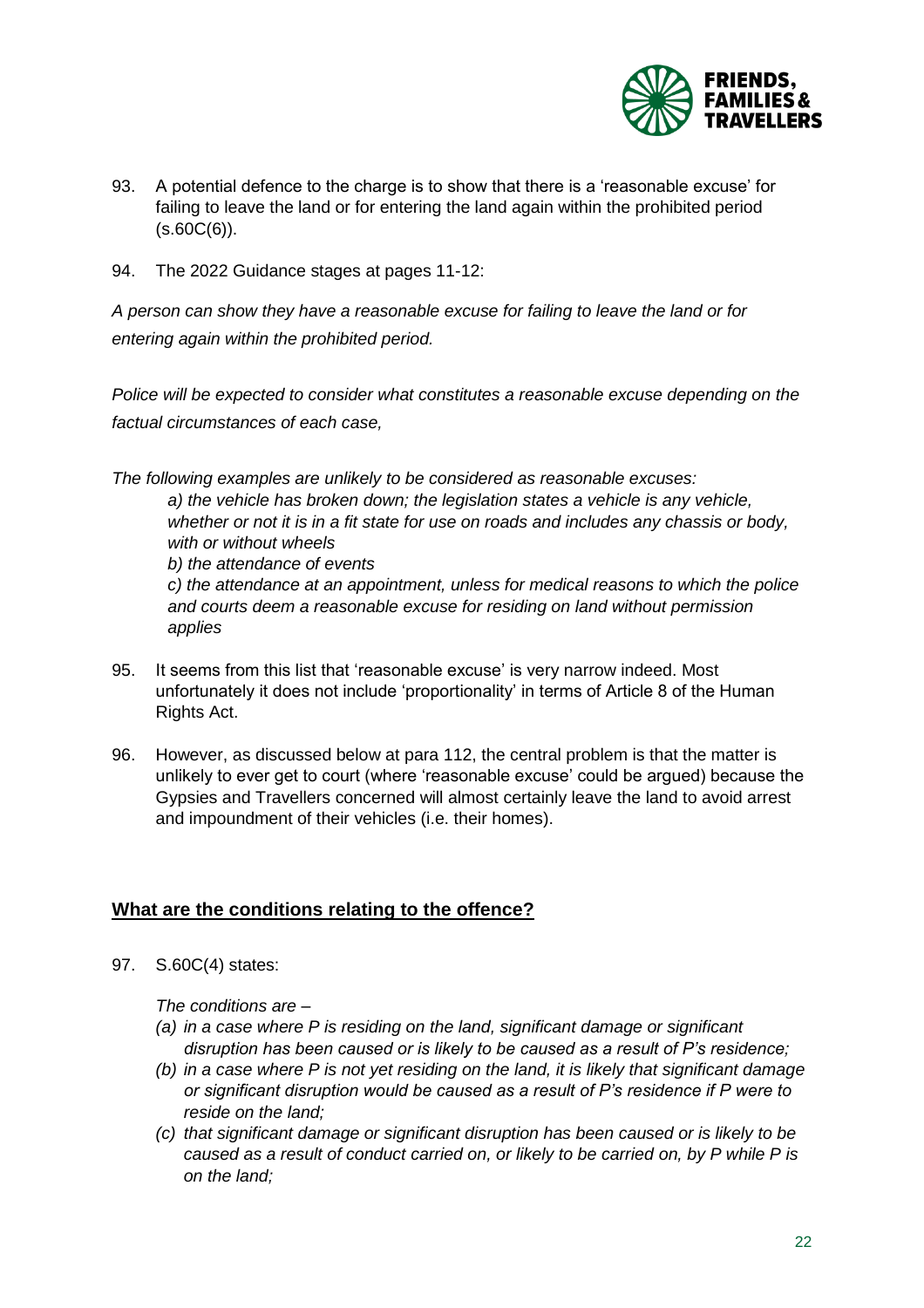93. A potential defence to the charge is to show that there is a 'reasonable excuse' for failing to leave the land or for entering the land again within the prohibited period (s.60C(6)).

94. The 2022 Guidance stages at pages 11-12:

*A person can show they have a reasonable excuse for failing to leave the land or for entering again within the prohibited period.*

*Police will be expected to consider what constitutes a reasonable excuse depending on the factual circumstances of each case,*

*The following examples are unlikely to be considered as reasonable excuses:*

> *a) the vehicle has broken down; the legislation states a vehicle is any vehicle, whether or not it is in a fit state for use on roads and includes any chassis or body, with or without wheels*
> *b) the attendance of events*
> *c) the attendance at an appointment, unless for medical reasons to which the police and courts deem a reasonable excuse for residing on land without permission applies*

95. It seems from this list that 'reasonable excuse' is very narrow indeed. Most unfortunately it does not include 'proportionality' in terms of Article 8 of the Human Rights Act.

96. However, as discussed below at para 112, the central problem is that the matter is unlikely to ever get to court (where 'reasonable excuse' could be argued) because the Gypsies and Travellers concerned will almost certainly leave the land to avoid arrest and impoundment of their vehicles (i.e. their homes).

## What are the conditions relating to the offence?

97. S.60C(4) states:

> *The conditions are –*
> *(a) in a case where P is residing on the land, significant damage or significant disruption has been caused or is likely to be caused as a result of P's residence;*
> *(b) in a case where P is not yet residing on the land, it is likely that significant damage or significant disruption would be caused as a result of P's residence if P were to reside on the land;*
> *(c) that significant damage or significant disruption has been caused or is likely to be caused as a result of conduct carried on, or likely to be carried on, by P while P is on the land;*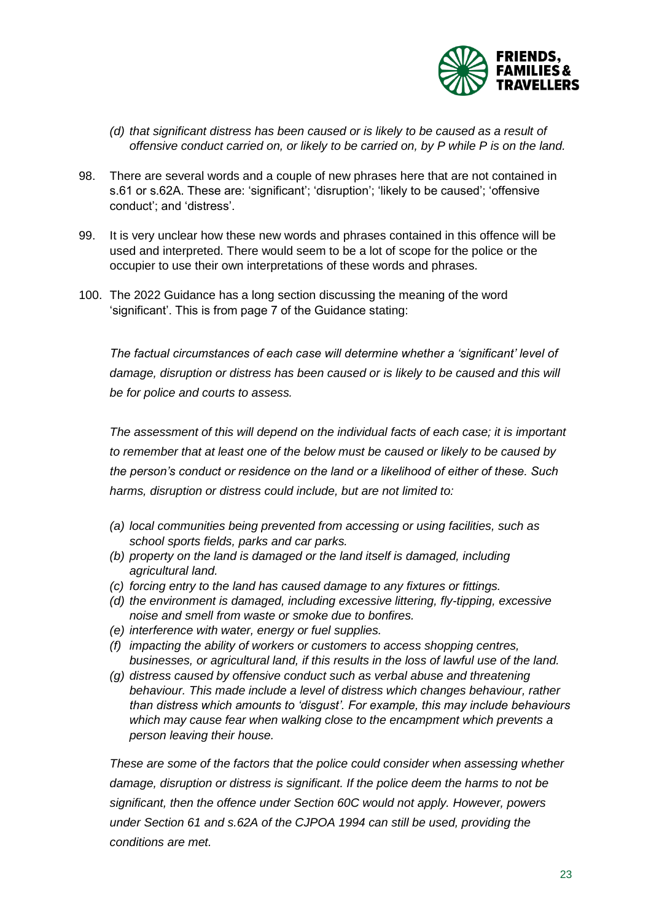*(d) that significant distress has been caused or is likely to be caused as a result of offensive conduct carried on, or likely to be carried on, by P while P is on the land.*

98. There are several words and a couple of new phrases here that are not contained in s.61 or s.62A. These are: 'significant'; 'disruption'; 'likely to be caused'; 'offensive conduct'; and 'distress'.

99. It is very unclear how these new words and phrases contained in this offence will be used and interpreted. There would seem to be a lot of scope for the police or the occupier to use their own interpretations of these words and phrases.

100. The 2022 Guidance has a long section discussing the meaning of the word 'significant'. This is from page 7 of the Guidance stating:

*The factual circumstances of each case will determine whether a 'significant' level of damage, disruption or distress has been caused or is likely to be caused and this will be for police and courts to assess.*

*The assessment of this will depend on the individual facts of each case; it is important to remember that at least one of the below must be caused or likely to be caused by the person's conduct or residence on the land or a likelihood of either of these. Such harms, disruption or distress could include, but are not limited to:*

*(a) local communities being prevented from accessing or using facilities, such as school sports fields, parks and car parks.*
*(b) property on the land is damaged or the land itself is damaged, including agricultural land.*
*(c) forcing entry to the land has caused damage to any fixtures or fittings.*
*(d) the environment is damaged, including excessive littering, fly-tipping, excessive noise and smell from waste or smoke due to bonfires.*
*(e) interference with water, energy or fuel supplies.*
*(f) impacting the ability of workers or customers to access shopping centres, businesses, or agricultural land, if this results in the loss of lawful use of the land.*
*(g) distress caused by offensive conduct such as verbal abuse and threatening behaviour. This made include a level of distress which changes behaviour, rather than distress which amounts to 'disgust'. For example, this may include behaviours which may cause fear when walking close to the encampment which prevents a person leaving their house.*

*These are some of the factors that the police could consider when assessing whether damage, disruption or distress is significant. If the police deem the harms to not be significant, then the offence under Section 60C would not apply. However, powers under Section 61 and s.62A of the CJPOA 1994 can still be used, providing the conditions are met.*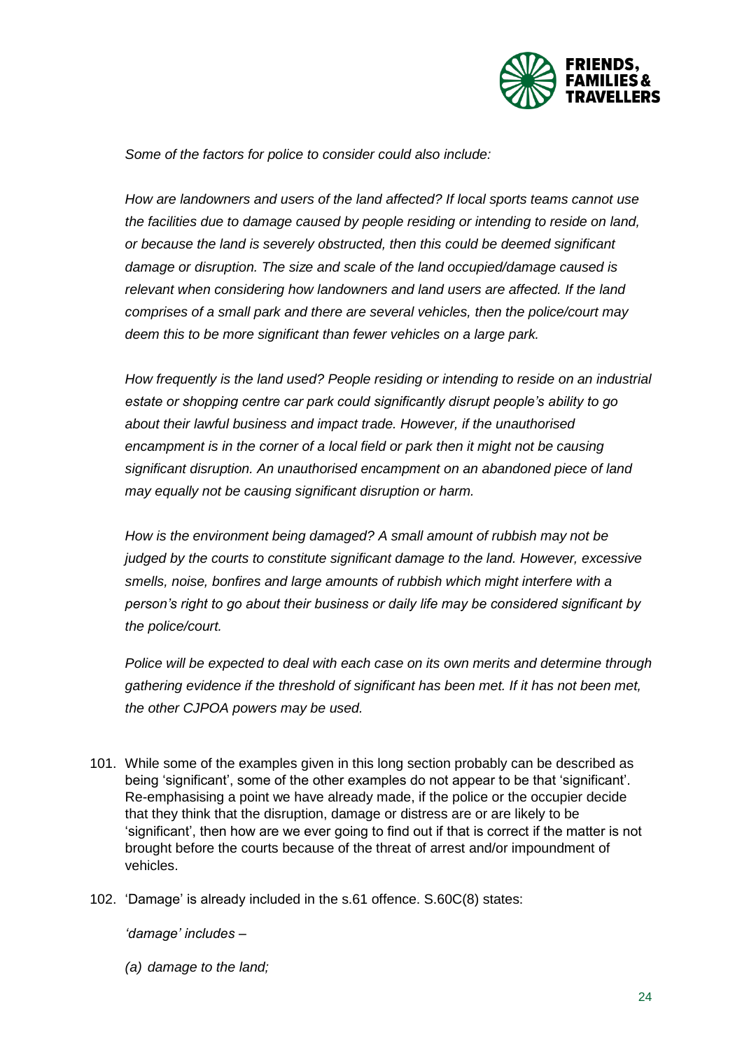*Some of the factors for police to consider could also include:*

*How are landowners and users of the land affected? If local sports teams cannot use the facilities due to damage caused by people residing or intending to reside on land, or because the land is severely obstructed, then this could be deemed significant damage or disruption. The size and scale of the land occupied/damage caused is relevant when considering how landowners and land users are affected. If the land comprises of a small park and there are several vehicles, then the police/court may deem this to be more significant than fewer vehicles on a large park.*

*How frequently is the land used? People residing or intending to reside on an industrial estate or shopping centre car park could significantly disrupt people's ability to go about their lawful business and impact trade. However, if the unauthorised encampment is in the corner of a local field or park then it might not be causing significant disruption. An unauthorised encampment on an abandoned piece of land may equally not be causing significant disruption or harm.*

*How is the environment being damaged? A small amount of rubbish may not be judged by the courts to constitute significant damage to the land. However, excessive smells, noise, bonfires and large amounts of rubbish which might interfere with a person's right to go about their business or daily life may be considered significant by the police/court.*

*Police will be expected to deal with each case on its own merits and determine through gathering evidence if the threshold of significant has been met. If it has not been met, the other CJPOA powers may be used.*

101. While some of the examples given in this long section probably can be described as being 'significant', some of the other examples do not appear to be that 'significant'. Re-emphasising a point we have already made, if the police or the occupier decide that they think that the disruption, damage or distress are or are likely to be 'significant', then how are we ever going to find out if that is correct if the matter is not brought before the courts because of the threat of arrest and/or impoundment of vehicles.

102. 'Damage' is already included in the s.61 offence. S.60C(8) states:

    *'damage' includes –*

    *(a) damage to the land;*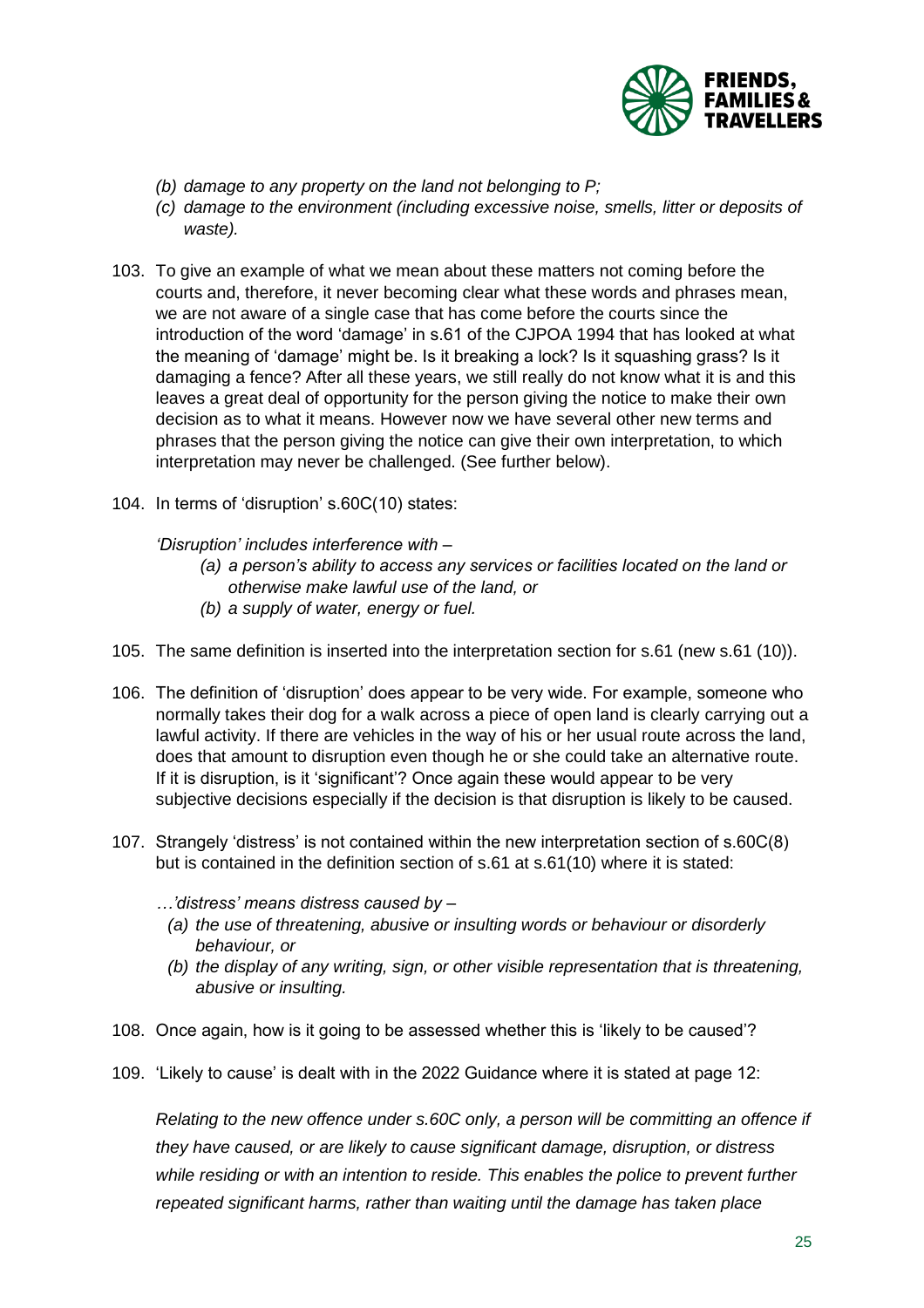*(b) damage to any property on the land not belonging to P;*

*(c) damage to the environment (including excessive noise, smells, litter or deposits of waste).*

103. To give an example of what we mean about these matters not coming before the courts and, therefore, it never becoming clear what these words and phrases mean, we are not aware of a single case that has come before the courts since the introduction of the word 'damage' in s.61 of the CJPOA 1994 that has looked at what the meaning of 'damage' might be. Is it breaking a lock? Is it squashing grass? Is it damaging a fence? After all these years, we still really do not know what it is and this leaves a great deal of opportunity for the person giving the notice to make their own decision as to what it means. However now we have several other new terms and phrases that the person giving the notice can give their own interpretation, to which interpretation may never be challenged. (See further below).

104. In terms of 'disruption' s.60C(10) states:

    *'Disruption' includes interference with –*

    *(a) a person's ability to access any services or facilities located on the land or otherwise make lawful use of the land, or*

    *(b) a supply of water, energy or fuel.*

105. The same definition is inserted into the interpretation section for s.61 (new s.61 (10)).

106. The definition of 'disruption' does appear to be very wide. For example, someone who normally takes their dog for a walk across a piece of open land is clearly carrying out a lawful activity. If there are vehicles in the way of his or her usual route across the land, does that amount to disruption even though he or she could take an alternative route. If it is disruption, is it 'significant'? Once again these would appear to be very subjective decisions especially if the decision is that disruption is likely to be caused.

107. Strangely 'distress' is not contained within the new interpretation section of s.60C(8) but is contained in the definition section of s.61 at s.61(10) where it is stated:

    *…'distress' means distress caused by –*

    *(a) the use of threatening, abusive or insulting words or behaviour or disorderly behaviour, or*

    *(b) the display of any writing, sign, or other visible representation that is threatening, abusive or insulting.*

108. Once again, how is it going to be assessed whether this is 'likely to be caused'?

109. 'Likely to cause' is dealt with in the 2022 Guidance where it is stated at page 12:

    *Relating to the new offence under s.60C only, a person will be committing an offence if they have caused, or are likely to cause significant damage, disruption, or distress while residing or with an intention to reside. This enables the police to prevent further repeated significant harms, rather than waiting until the damage has taken place*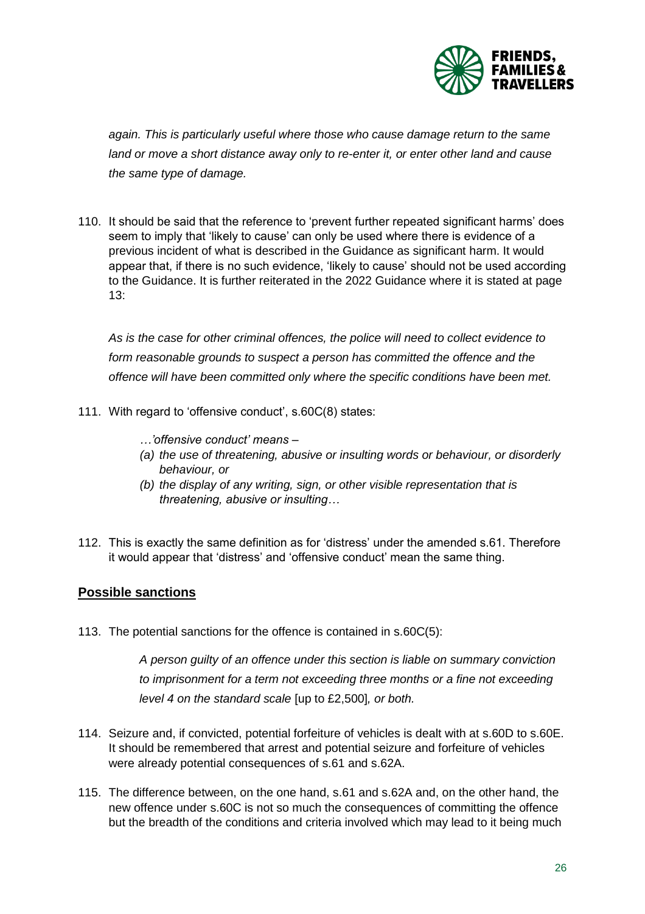*again. This is particularly useful where those who cause damage return to the same land or move a short distance away only to re-enter it, or enter other land and cause the same type of damage.*

110. It should be said that the reference to 'prevent further repeated significant harms' does seem to imply that 'likely to cause' can only be used where there is evidence of a previous incident of what is described in the Guidance as significant harm. It would appear that, if there is no such evidence, 'likely to cause' should not be used according to the Guidance. It is further reiterated in the 2022 Guidance where it is stated at page 13:

*As is the case for other criminal offences, the police will need to collect evidence to form reasonable grounds to suspect a person has committed the offence and the offence will have been committed only where the specific conditions have been met.*

111. With regard to 'offensive conduct', s.60C(8) states:

*…'offensive conduct' means –*

*(a) the use of threatening, abusive or insulting words or behaviour, or disorderly behaviour, or*

*(b) the display of any writing, sign, or other visible representation that is threatening, abusive or insulting…*

112. This is exactly the same definition as for 'distress' under the amended s.61. Therefore it would appear that 'distress' and 'offensive conduct' mean the same thing.

## Possible sanctions

113. The potential sanctions for the offence is contained in s.60C(5):

*A person guilty of an offence under this section is liable on summary conviction to imprisonment for a term not exceeding three months or a fine not exceeding level 4 on the standard scale* [up to £2,500]*, or both.*

114. Seizure and, if convicted, potential forfeiture of vehicles is dealt with at s.60D to s.60E. It should be remembered that arrest and potential seizure and forfeiture of vehicles were already potential consequences of s.61 and s.62A.

115. The difference between, on the one hand, s.61 and s.62A and, on the other hand, the new offence under s.60C is not so much the consequences of committing the offence but the breadth of the conditions and criteria involved which may lead to it being much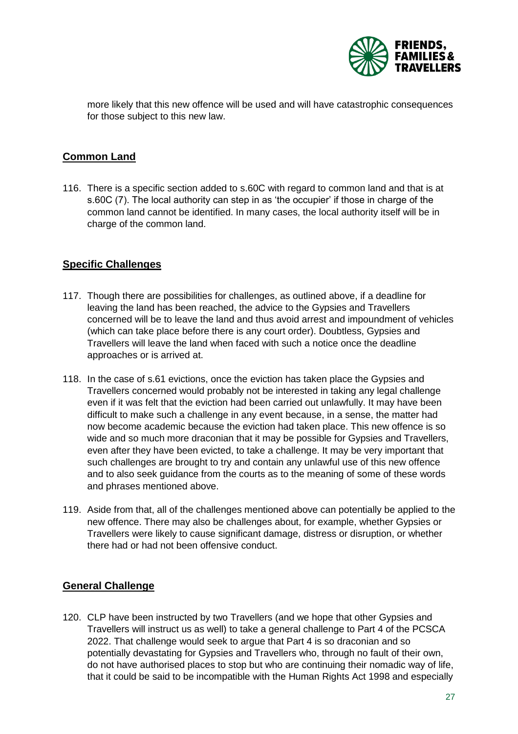more likely that this new offence will be used and will have catastrophic consequences for those subject to this new law.

## Common Land

116. There is a specific section added to s.60C with regard to common land and that is at s.60C (7). The local authority can step in as 'the occupier' if those in charge of the common land cannot be identified. In many cases, the local authority itself will be in charge of the common land.

## Specific Challenges

117. Though there are possibilities for challenges, as outlined above, if a deadline for leaving the land has been reached, the advice to the Gypsies and Travellers concerned will be to leave the land and thus avoid arrest and impoundment of vehicles (which can take place before there is any court order). Doubtless, Gypsies and Travellers will leave the land when faced with such a notice once the deadline approaches or is arrived at.

118. In the case of s.61 evictions, once the eviction has taken place the Gypsies and Travellers concerned would probably not be interested in taking any legal challenge even if it was felt that the eviction had been carried out unlawfully. It may have been difficult to make such a challenge in any event because, in a sense, the matter had now become academic because the eviction had taken place. This new offence is so wide and so much more draconian that it may be possible for Gypsies and Travellers, even after they have been evicted, to take a challenge. It may be very important that such challenges are brought to try and contain any unlawful use of this new offence and to also seek guidance from the courts as to the meaning of some of these words and phrases mentioned above.

119. Aside from that, all of the challenges mentioned above can potentially be applied to the new offence. There may also be challenges about, for example, whether Gypsies or Travellers were likely to cause significant damage, distress or disruption, or whether there had or had not been offensive conduct.

## General Challenge

120. CLP have been instructed by two Travellers (and we hope that other Gypsies and Travellers will instruct us as well) to take a general challenge to Part 4 of the PCSCA 2022. That challenge would seek to argue that Part 4 is so draconian and so potentially devastating for Gypsies and Travellers who, through no fault of their own, do not have authorised places to stop but who are continuing their nomadic way of life, that it could be said to be incompatible with the Human Rights Act 1998 and especially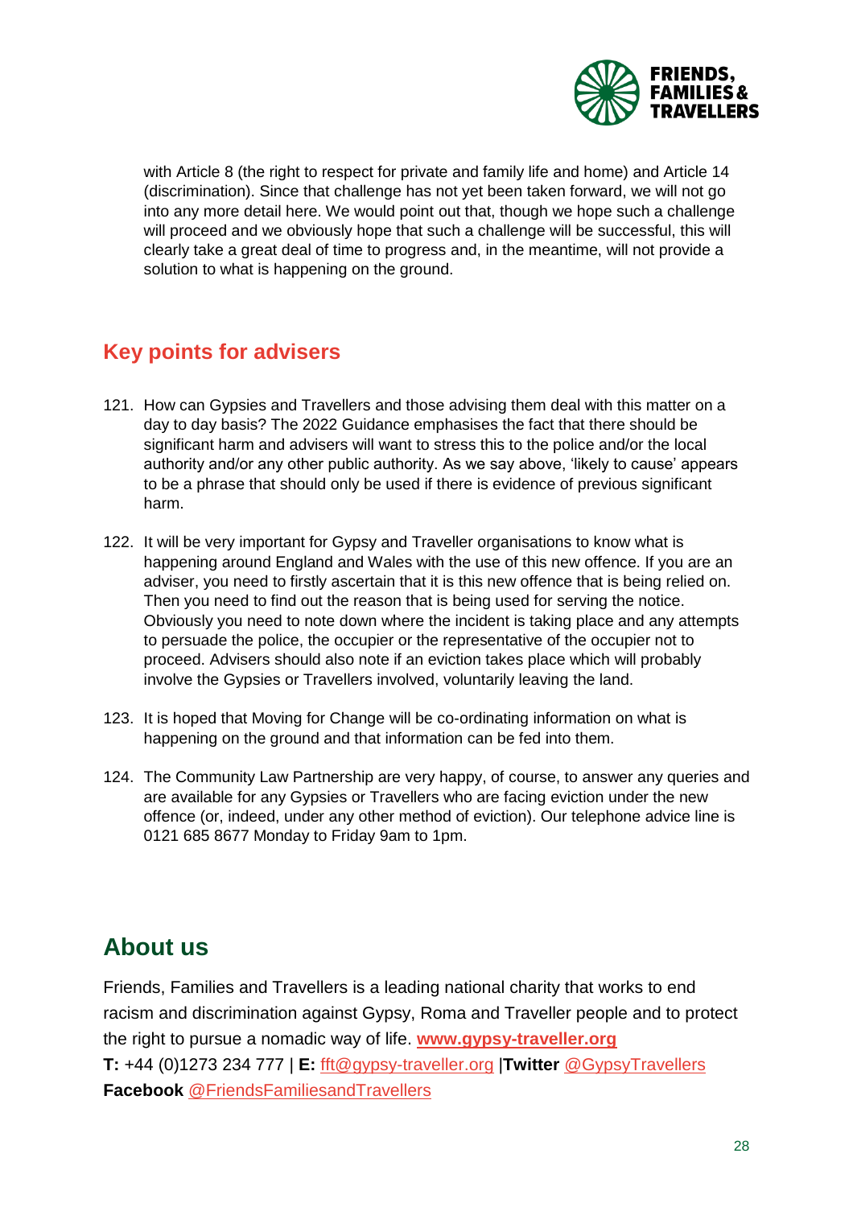with Article 8 (the right to respect for private and family life and home) and Article 14 (discrimination). Since that challenge has not yet been taken forward, we will not go into any more detail here. We would point out that, though we hope such a challenge will proceed and we obviously hope that such a challenge will be successful, this will clearly take a great deal of time to progress and, in the meantime, will not provide a solution to what is happening on the ground.

## Key points for advisers

121. How can Gypsies and Travellers and those advising them deal with this matter on a day to day basis? The 2022 Guidance emphasises the fact that there should be significant harm and advisers will want to stress this to the police and/or the local authority and/or any other public authority. As we say above, 'likely to cause' appears to be a phrase that should only be used if there is evidence of previous significant harm.

122. It will be very important for Gypsy and Traveller organisations to know what is happening around England and Wales with the use of this new offence. If you are an adviser, you need to firstly ascertain that it is this new offence that is being relied on. Then you need to find out the reason that is being used for serving the notice. Obviously you need to note down where the incident is taking place and any attempts to persuade the police, the occupier or the representative of the occupier not to proceed. Advisers should also note if an eviction takes place which will probably involve the Gypsies or Travellers involved, voluntarily leaving the land.

123. It is hoped that Moving for Change will be co-ordinating information on what is happening on the ground and that information can be fed into them.

124. The Community Law Partnership are very happy, of course, to answer any queries and are available for any Gypsies or Travellers who are facing eviction under the new offence (or, indeed, under any other method of eviction). Our telephone advice line is 0121 685 8677 Monday to Friday 9am to 1pm.

## About us

Friends, Families and Travellers is a leading national charity that works to end racism and discrimination against Gypsy, Roma and Traveller people and to protect the right to pursue a nomadic way of life. **www.gypsy-traveller.org**
**T:** +44 (0)1273 234 777 | **E:** fft@gypsy-traveller.org |**Twitter** @GypsyTravellers
**Facebook** @FriendsFamiliesandTravellers